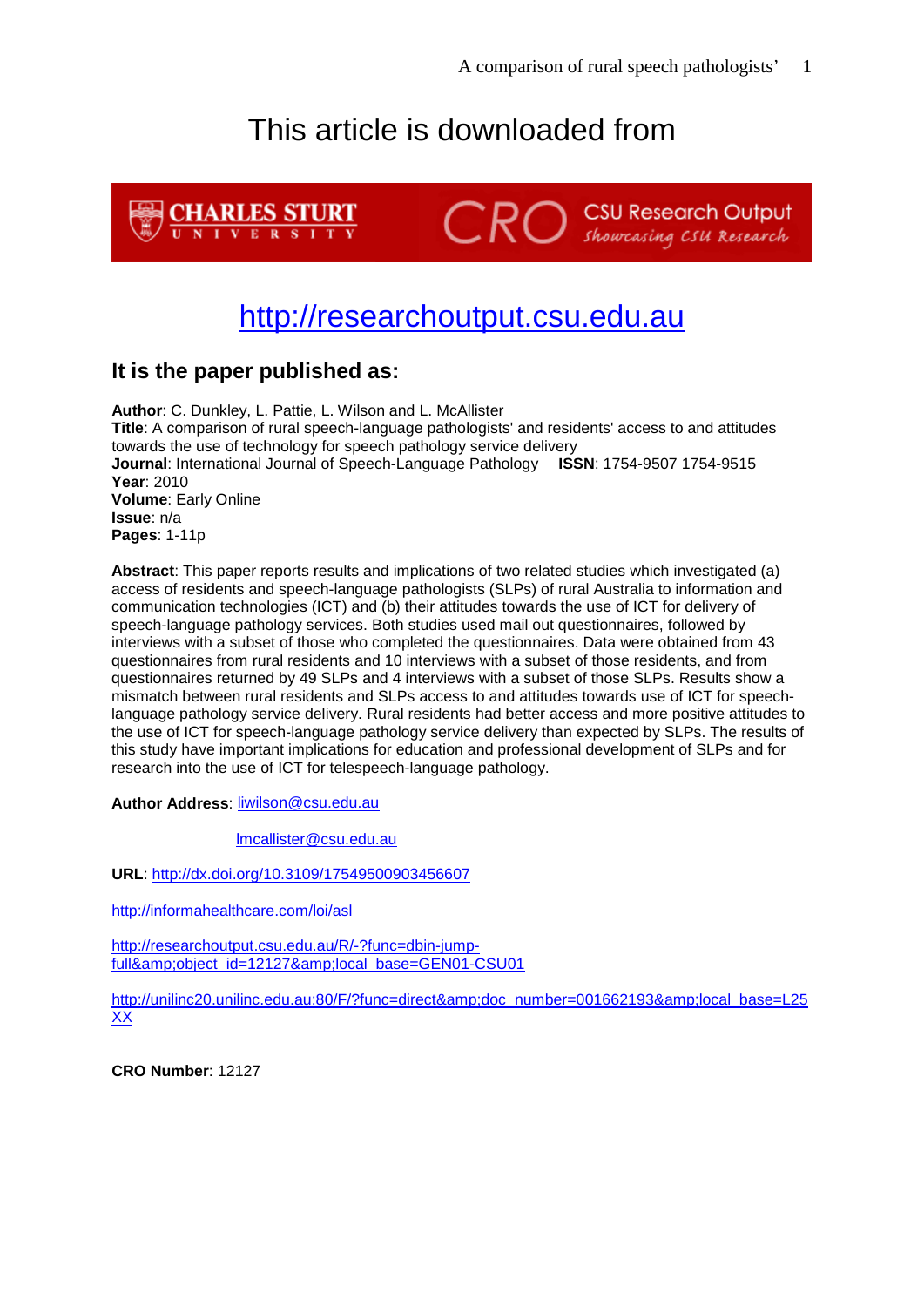# This article is downloaded from

CHARLES STURT UNIVERSITY — CRO CSU Research Output — Showcasing CSU Research

## http://researchoutput.csu.edu.au

### It is the paper published as:

**Author**: C. Dunkley, L. Pattie, L. Wilson and L. McAllister
**Title**: A comparison of rural speech-language pathologists' and residents' access to and attitudes towards the use of technology for speech pathology service delivery
**Journal**: International Journal of Speech-Language Pathology **ISSN**: 1754-9507 1754-9515
**Year**: 2010
**Volume**: Early Online
**Issue**: n/a
**Pages**: 1-11p

**Abstract**: This paper reports results and implications of two related studies which investigated (a) access of residents and speech-language pathologists (SLPs) of rural Australia to information and communication technologies (ICT) and (b) their attitudes towards the use of ICT for delivery of speech-language pathology services. Both studies used mail out questionnaires, followed by interviews with a subset of those who completed the questionnaires. Data were obtained from 43 questionnaires from rural residents and 10 interviews with a subset of those residents, and from questionnaires returned by 49 SLPs and 4 interviews with a subset of those SLPs. Results show a mismatch between rural residents and SLPs access to and attitudes towards use of ICT for speech-language pathology service delivery. Rural residents had better access and more positive attitudes to the use of ICT for speech-language pathology service delivery than expected by SLPs. The results of this study have important implications for education and professional development of SLPs and for research into the use of ICT for telespeech-language pathology.

**Author Address**: liwilson@csu.edu.au

lmcallister@csu.edu.au

**URL**: http://dx.doi.org/10.3109/17549500903456607

http://informahealthcare.com/loi/asl

http://researchoutput.csu.edu.au/R/-?func=dbin-jump-full&amp;object_id=12127&amp;local_base=GEN01-CSU01

http://unilinc20.unilinc.edu.au:80/F/?func=direct&amp;doc_number=001662193&amp;local_base=L25XX

**CRO Number**: 12127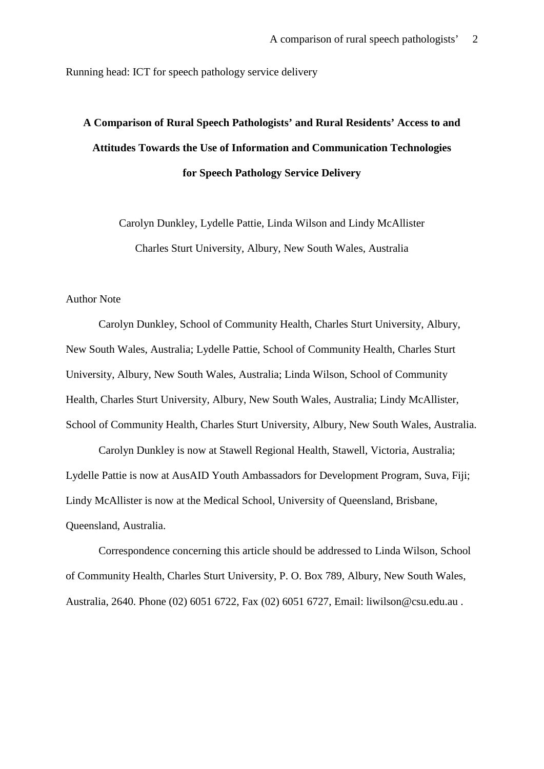Running head: ICT for speech pathology service delivery

# A Comparison of Rural Speech Pathologists' and Rural Residents' Access to and Attitudes Towards the Use of Information and Communication Technologies for Speech Pathology Service Delivery

Carolyn Dunkley, Lydelle Pattie, Linda Wilson and Lindy McAllister

Charles Sturt University, Albury, New South Wales, Australia

Author Note

Carolyn Dunkley, School of Community Health, Charles Sturt University, Albury, New South Wales, Australia; Lydelle Pattie, School of Community Health, Charles Sturt University, Albury, New South Wales, Australia; Linda Wilson, School of Community Health, Charles Sturt University, Albury, New South Wales, Australia; Lindy McAllister, School of Community Health, Charles Sturt University, Albury, New South Wales, Australia.

Carolyn Dunkley is now at Stawell Regional Health, Stawell, Victoria, Australia; Lydelle Pattie is now at AusAID Youth Ambassadors for Development Program, Suva, Fiji; Lindy McAllister is now at the Medical School, University of Queensland, Brisbane, Queensland, Australia.

Correspondence concerning this article should be addressed to Linda Wilson, School of Community Health, Charles Sturt University, P. O. Box 789, Albury, New South Wales, Australia, 2640. Phone (02) 6051 6722, Fax (02) 6051 6727, Email: liwilson@csu.edu.au .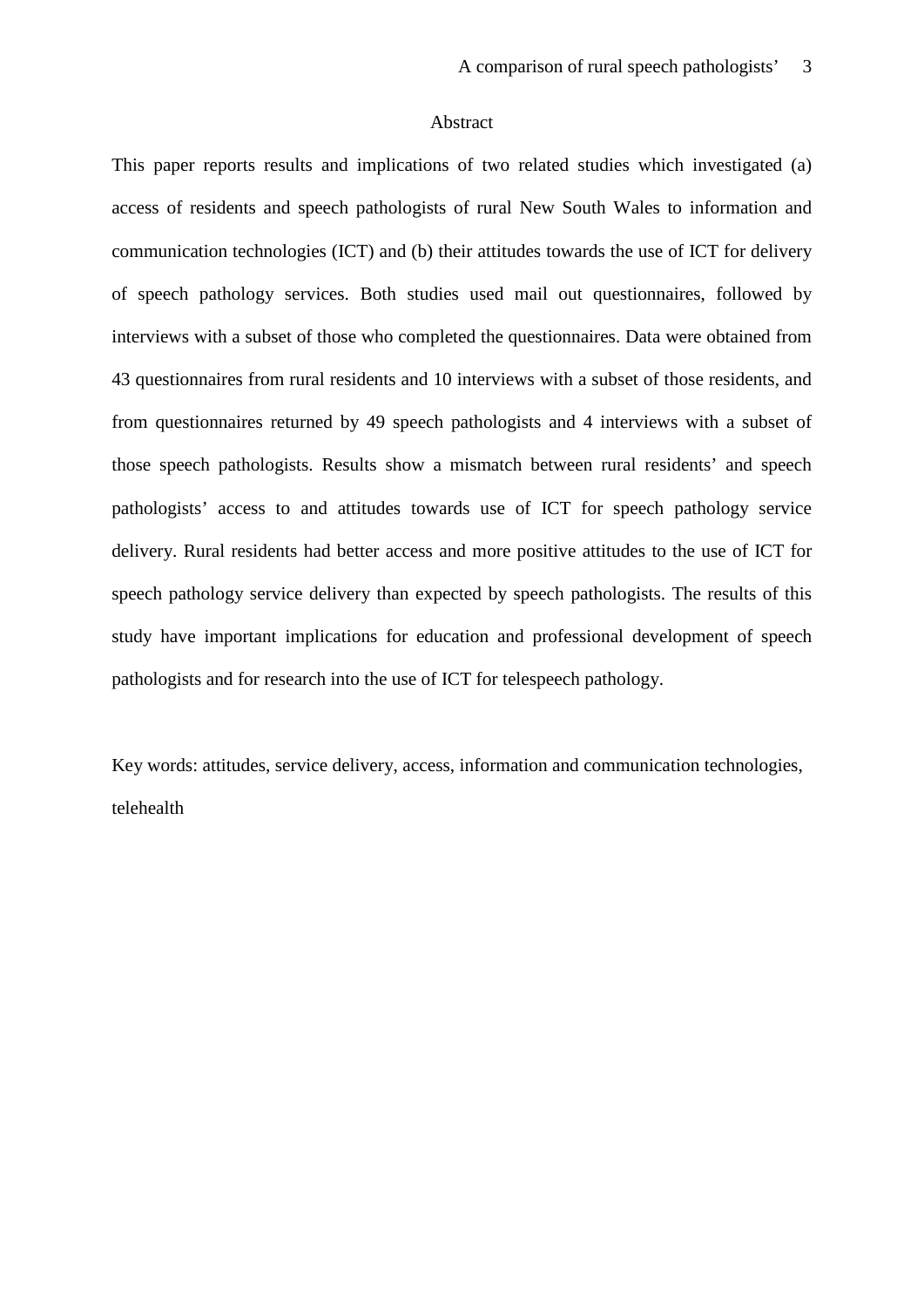# Abstract

This paper reports results and implications of two related studies which investigated (a) access of residents and speech pathologists of rural New South Wales to information and communication technologies (ICT) and (b) their attitudes towards the use of ICT for delivery of speech pathology services. Both studies used mail out questionnaires, followed by interviews with a subset of those who completed the questionnaires. Data were obtained from 43 questionnaires from rural residents and 10 interviews with a subset of those residents, and from questionnaires returned by 49 speech pathologists and 4 interviews with a subset of those speech pathologists. Results show a mismatch between rural residents' and speech pathologists' access to and attitudes towards use of ICT for speech pathology service delivery. Rural residents had better access and more positive attitudes to the use of ICT for speech pathology service delivery than expected by speech pathologists. The results of this study have important implications for education and professional development of speech pathologists and for research into the use of ICT for telespeech pathology.

Key words: attitudes, service delivery, access, information and communication technologies, telehealth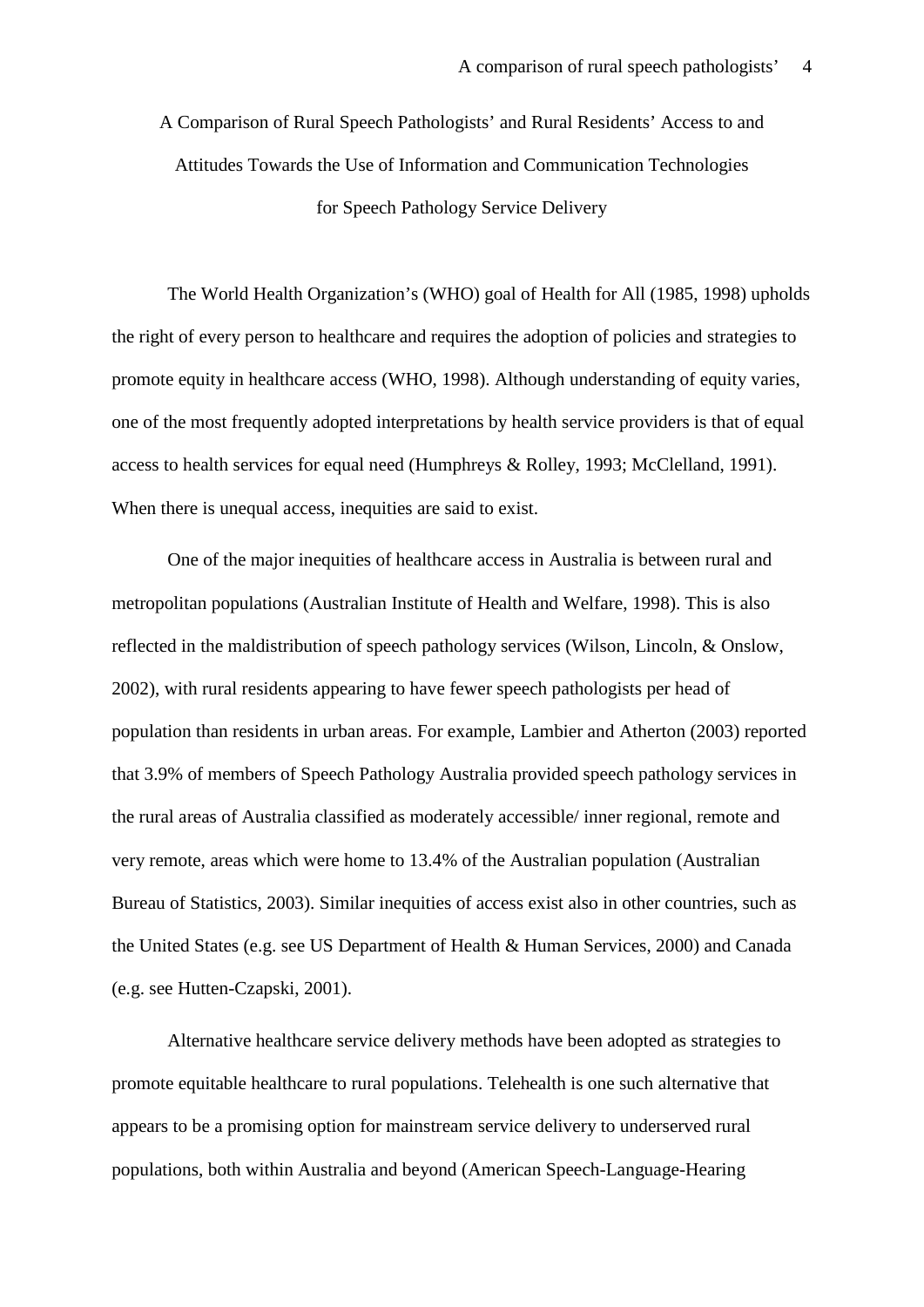# A Comparison of Rural Speech Pathologists' and Rural Residents' Access to and Attitudes Towards the Use of Information and Communication Technologies for Speech Pathology Service Delivery

The World Health Organization's (WHO) goal of Health for All (1985, 1998) upholds the right of every person to healthcare and requires the adoption of policies and strategies to promote equity in healthcare access (WHO, 1998). Although understanding of equity varies, one of the most frequently adopted interpretations by health service providers is that of equal access to health services for equal need (Humphreys & Rolley, 1993; McClelland, 1991). When there is unequal access, inequities are said to exist.

One of the major inequities of healthcare access in Australia is between rural and metropolitan populations (Australian Institute of Health and Welfare, 1998). This is also reflected in the maldistribution of speech pathology services (Wilson, Lincoln, & Onslow, 2002), with rural residents appearing to have fewer speech pathologists per head of population than residents in urban areas. For example, Lambier and Atherton (2003) reported that 3.9% of members of Speech Pathology Australia provided speech pathology services in the rural areas of Australia classified as moderately accessible/ inner regional, remote and very remote, areas which were home to 13.4% of the Australian population (Australian Bureau of Statistics, 2003). Similar inequities of access exist also in other countries, such as the United States (e.g. see US Department of Health & Human Services, 2000) and Canada (e.g. see Hutten-Czapski, 2001).

Alternative healthcare service delivery methods have been adopted as strategies to promote equitable healthcare to rural populations. Telehealth is one such alternative that appears to be a promising option for mainstream service delivery to underserved rural populations, both within Australia and beyond (American Speech-Language-Hearing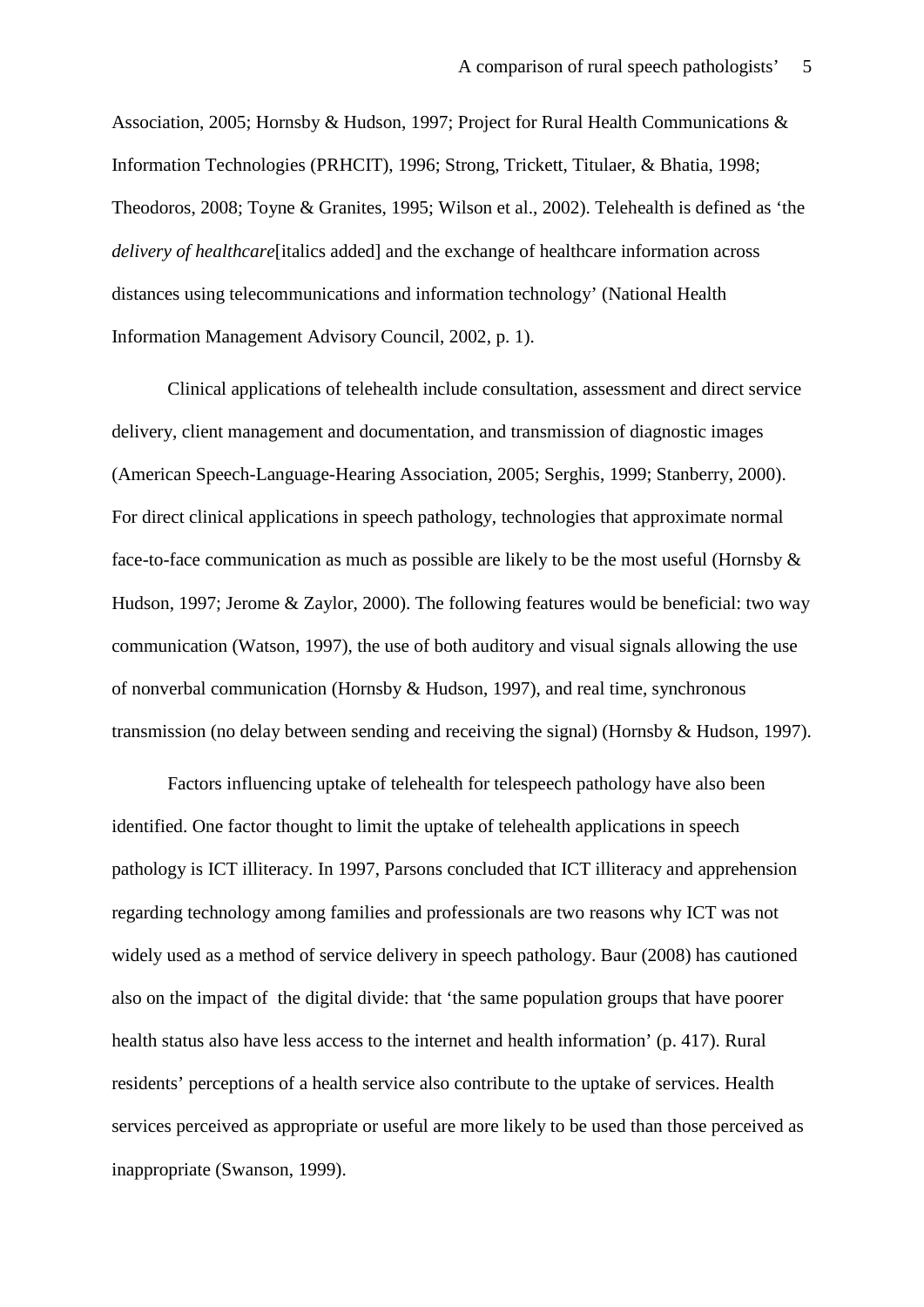Association, 2005; Hornsby & Hudson, 1997; Project for Rural Health Communications & Information Technologies (PRHCIT), 1996; Strong, Trickett, Titulaer, & Bhatia, 1998; Theodoros, 2008; Toyne & Granites, 1995; Wilson et al., 2002). Telehealth is defined as 'the *delivery of healthcare*[italics added] and the exchange of healthcare information across distances using telecommunications and information technology' (National Health Information Management Advisory Council, 2002, p. 1).

Clinical applications of telehealth include consultation, assessment and direct service delivery, client management and documentation, and transmission of diagnostic images (American Speech-Language-Hearing Association, 2005; Serghis, 1999; Stanberry, 2000). For direct clinical applications in speech pathology, technologies that approximate normal face-to-face communication as much as possible are likely to be the most useful (Hornsby & Hudson, 1997; Jerome & Zaylor, 2000). The following features would be beneficial: two way communication (Watson, 1997), the use of both auditory and visual signals allowing the use of nonverbal communication (Hornsby & Hudson, 1997), and real time, synchronous transmission (no delay between sending and receiving the signal) (Hornsby & Hudson, 1997).

Factors influencing uptake of telehealth for telespeech pathology have also been identified. One factor thought to limit the uptake of telehealth applications in speech pathology is ICT illiteracy. In 1997, Parsons concluded that ICT illiteracy and apprehension regarding technology among families and professionals are two reasons why ICT was not widely used as a method of service delivery in speech pathology. Baur (2008) has cautioned also on the impact of the digital divide: that 'the same population groups that have poorer health status also have less access to the internet and health information' (p. 417). Rural residents' perceptions of a health service also contribute to the uptake of services. Health services perceived as appropriate or useful are more likely to be used than those perceived as inappropriate (Swanson, 1999).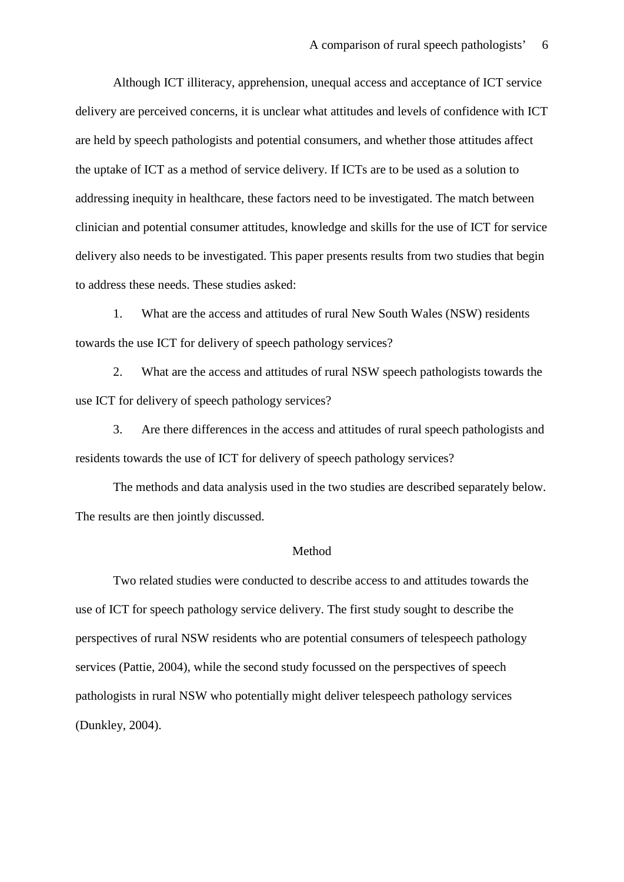Although ICT illiteracy, apprehension, unequal access and acceptance of ICT service delivery are perceived concerns, it is unclear what attitudes and levels of confidence with ICT are held by speech pathologists and potential consumers, and whether those attitudes affect the uptake of ICT as a method of service delivery. If ICTs are to be used as a solution to addressing inequity in healthcare, these factors need to be investigated. The match between clinician and potential consumer attitudes, knowledge and skills for the use of ICT for service delivery also needs to be investigated. This paper presents results from two studies that begin to address these needs. These studies asked:

1. What are the access and attitudes of rural New South Wales (NSW) residents towards the use ICT for delivery of speech pathology services?

2. What are the access and attitudes of rural NSW speech pathologists towards the use ICT for delivery of speech pathology services?

3. Are there differences in the access and attitudes of rural speech pathologists and residents towards the use of ICT for delivery of speech pathology services?

The methods and data analysis used in the two studies are described separately below. The results are then jointly discussed.

## Method

Two related studies were conducted to describe access to and attitudes towards the use of ICT for speech pathology service delivery. The first study sought to describe the perspectives of rural NSW residents who are potential consumers of telespeech pathology services (Pattie, 2004), while the second study focussed on the perspectives of speech pathologists in rural NSW who potentially might deliver telespeech pathology services (Dunkley, 2004).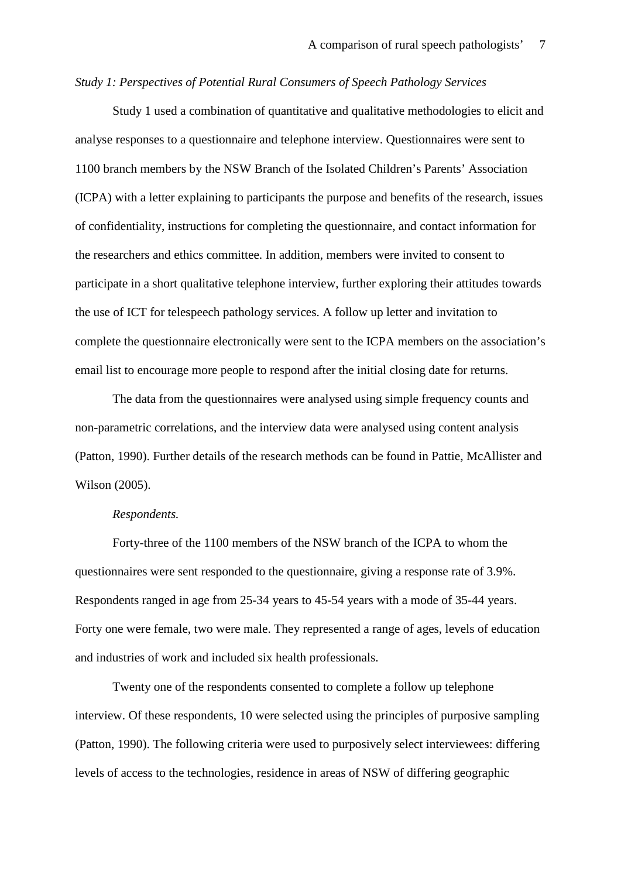*Study 1: Perspectives of Potential Rural Consumers of Speech Pathology Services*

Study 1 used a combination of quantitative and qualitative methodologies to elicit and analyse responses to a questionnaire and telephone interview. Questionnaires were sent to 1100 branch members by the NSW Branch of the Isolated Children's Parents' Association (ICPA) with a letter explaining to participants the purpose and benefits of the research, issues of confidentiality, instructions for completing the questionnaire, and contact information for the researchers and ethics committee. In addition, members were invited to consent to participate in a short qualitative telephone interview, further exploring their attitudes towards the use of ICT for telespeech pathology services. A follow up letter and invitation to complete the questionnaire electronically were sent to the ICPA members on the association's email list to encourage more people to respond after the initial closing date for returns.

The data from the questionnaires were analysed using simple frequency counts and non-parametric correlations, and the interview data were analysed using content analysis (Patton, 1990). Further details of the research methods can be found in Pattie, McAllister and Wilson (2005).

*Respondents.*

Forty-three of the 1100 members of the NSW branch of the ICPA to whom the questionnaires were sent responded to the questionnaire, giving a response rate of 3.9%. Respondents ranged in age from 25-34 years to 45-54 years with a mode of 35-44 years. Forty one were female, two were male. They represented a range of ages, levels of education and industries of work and included six health professionals.

Twenty one of the respondents consented to complete a follow up telephone interview. Of these respondents, 10 were selected using the principles of purposive sampling (Patton, 1990). The following criteria were used to purposively select interviewees: differing levels of access to the technologies, residence in areas of NSW of differing geographic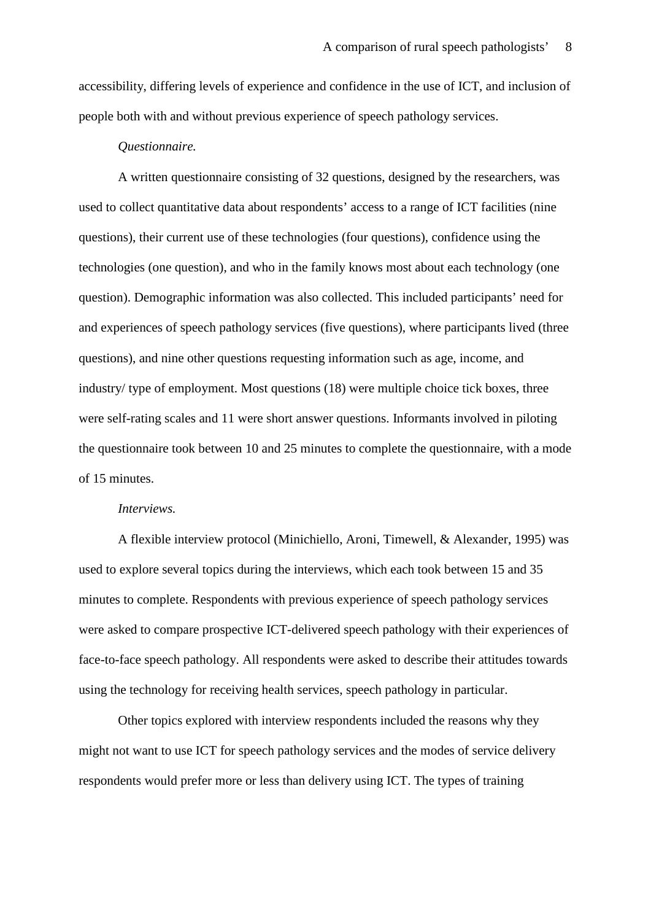accessibility, differing levels of experience and confidence in the use of ICT, and inclusion of people both with and without previous experience of speech pathology services.

*Questionnaire.*

A written questionnaire consisting of 32 questions, designed by the researchers, was used to collect quantitative data about respondents' access to a range of ICT facilities (nine questions), their current use of these technologies (four questions), confidence using the technologies (one question), and who in the family knows most about each technology (one question). Demographic information was also collected. This included participants' need for and experiences of speech pathology services (five questions), where participants lived (three questions), and nine other questions requesting information such as age, income, and industry/ type of employment. Most questions (18) were multiple choice tick boxes, three were self-rating scales and 11 were short answer questions. Informants involved in piloting the questionnaire took between 10 and 25 minutes to complete the questionnaire, with a mode of 15 minutes.

*Interviews.*

A flexible interview protocol (Minichiello, Aroni, Timewell, & Alexander, 1995) was used to explore several topics during the interviews, which each took between 15 and 35 minutes to complete. Respondents with previous experience of speech pathology services were asked to compare prospective ICT-delivered speech pathology with their experiences of face-to-face speech pathology. All respondents were asked to describe their attitudes towards using the technology for receiving health services, speech pathology in particular.

Other topics explored with interview respondents included the reasons why they might not want to use ICT for speech pathology services and the modes of service delivery respondents would prefer more or less than delivery using ICT. The types of training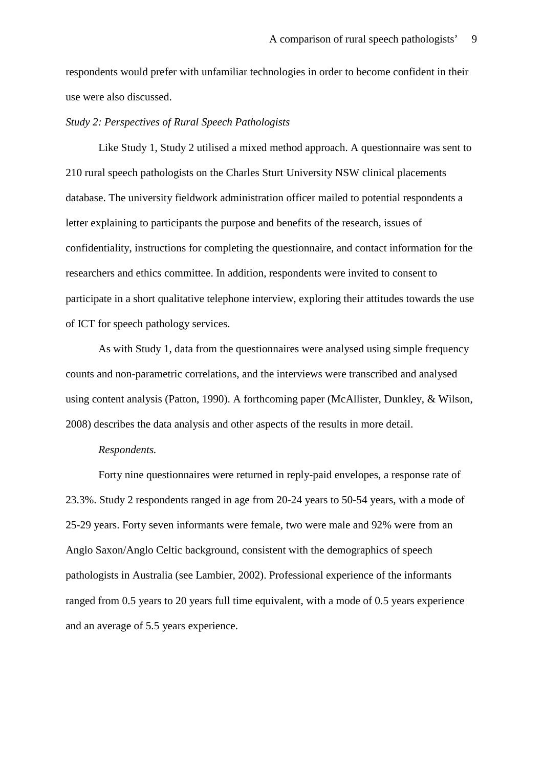respondents would prefer with unfamiliar technologies in order to become confident in their use were also discussed.

*Study 2: Perspectives of Rural Speech Pathologists*

Like Study 1, Study 2 utilised a mixed method approach. A questionnaire was sent to 210 rural speech pathologists on the Charles Sturt University NSW clinical placements database. The university fieldwork administration officer mailed to potential respondents a letter explaining to participants the purpose and benefits of the research, issues of confidentiality, instructions for completing the questionnaire, and contact information for the researchers and ethics committee. In addition, respondents were invited to consent to participate in a short qualitative telephone interview, exploring their attitudes towards the use of ICT for speech pathology services.

As with Study 1, data from the questionnaires were analysed using simple frequency counts and non-parametric correlations, and the interviews were transcribed and analysed using content analysis (Patton, 1990). A forthcoming paper (McAllister, Dunkley, & Wilson, 2008) describes the data analysis and other aspects of the results in more detail.

*Respondents.*

Forty nine questionnaires were returned in reply-paid envelopes, a response rate of 23.3%. Study 2 respondents ranged in age from 20-24 years to 50-54 years, with a mode of 25-29 years. Forty seven informants were female, two were male and 92% were from an Anglo Saxon/Anglo Celtic background, consistent with the demographics of speech pathologists in Australia (see Lambier, 2002). Professional experience of the informants ranged from 0.5 years to 20 years full time equivalent, with a mode of 0.5 years experience and an average of 5.5 years experience.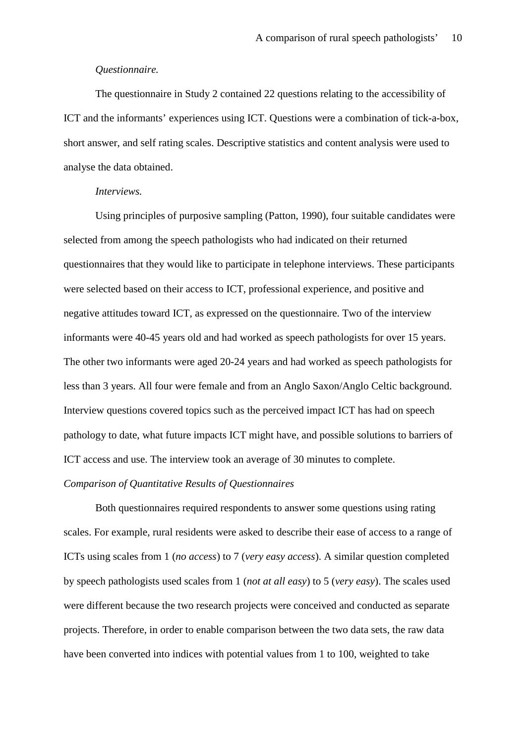*Questionnaire.*

The questionnaire in Study 2 contained 22 questions relating to the accessibility of ICT and the informants' experiences using ICT. Questions were a combination of tick-a-box, short answer, and self rating scales. Descriptive statistics and content analysis were used to analyse the data obtained.

*Interviews.*

Using principles of purposive sampling (Patton, 1990), four suitable candidates were selected from among the speech pathologists who had indicated on their returned questionnaires that they would like to participate in telephone interviews. These participants were selected based on their access to ICT, professional experience, and positive and negative attitudes toward ICT, as expressed on the questionnaire. Two of the interview informants were 40-45 years old and had worked as speech pathologists for over 15 years. The other two informants were aged 20-24 years and had worked as speech pathologists for less than 3 years. All four were female and from an Anglo Saxon/Anglo Celtic background. Interview questions covered topics such as the perceived impact ICT has had on speech pathology to date, what future impacts ICT might have, and possible solutions to barriers of ICT access and use. The interview took an average of 30 minutes to complete.

*Comparison of Quantitative Results of Questionnaires*

Both questionnaires required respondents to answer some questions using rating scales. For example, rural residents were asked to describe their ease of access to a range of ICTs using scales from 1 (*no access*) to 7 (*very easy access*). A similar question completed by speech pathologists used scales from 1 (*not at all easy*) to 5 (*very easy*). The scales used were different because the two research projects were conceived and conducted as separate projects. Therefore, in order to enable comparison between the two data sets, the raw data have been converted into indices with potential values from 1 to 100, weighted to take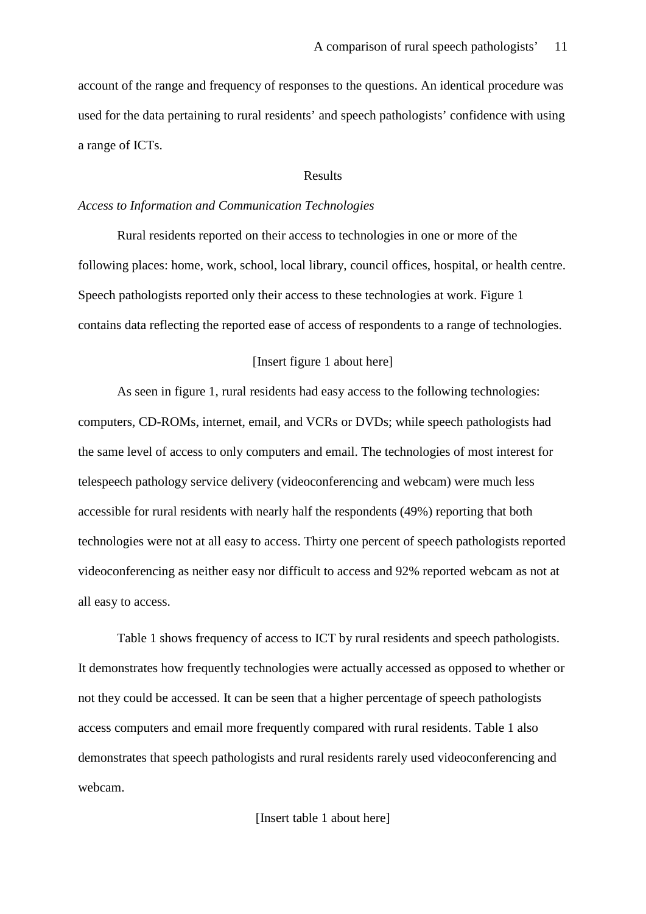account of the range and frequency of responses to the questions. An identical procedure was used for the data pertaining to rural residents' and speech pathologists' confidence with using a range of ICTs.

## Results

*Access to Information and Communication Technologies*

Rural residents reported on their access to technologies in one or more of the following places: home, work, school, local library, council offices, hospital, or health centre. Speech pathologists reported only their access to these technologies at work. Figure 1 contains data reflecting the reported ease of access of respondents to a range of technologies.

[Insert figure 1 about here]

As seen in figure 1, rural residents had easy access to the following technologies: computers, CD-ROMs, internet, email, and VCRs or DVDs; while speech pathologists had the same level of access to only computers and email. The technologies of most interest for telespeech pathology service delivery (videoconferencing and webcam) were much less accessible for rural residents with nearly half the respondents (49%) reporting that both technologies were not at all easy to access. Thirty one percent of speech pathologists reported videoconferencing as neither easy nor difficult to access and 92% reported webcam as not at all easy to access.

Table 1 shows frequency of access to ICT by rural residents and speech pathologists. It demonstrates how frequently technologies were actually accessed as opposed to whether or not they could be accessed. It can be seen that a higher percentage of speech pathologists access computers and email more frequently compared with rural residents. Table 1 also demonstrates that speech pathologists and rural residents rarely used videoconferencing and webcam.

[Insert table 1 about here]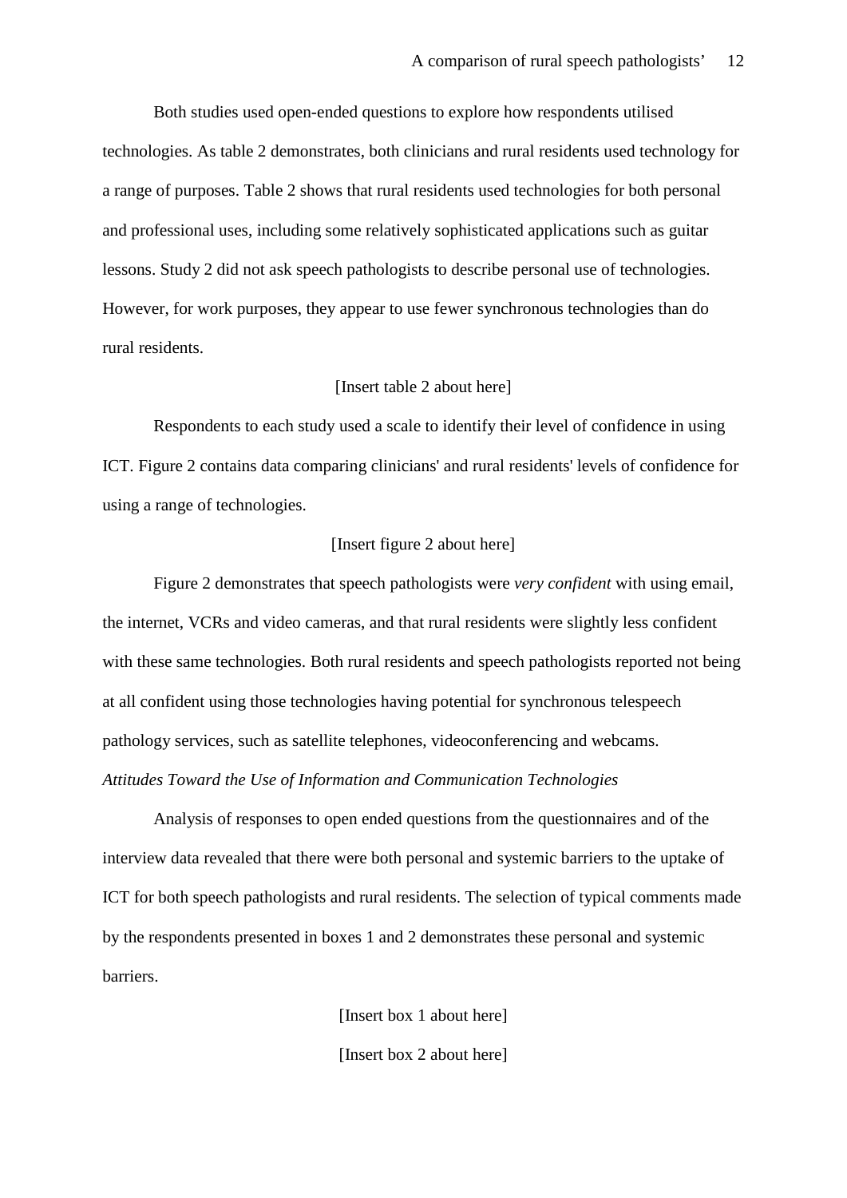Both studies used open-ended questions to explore how respondents utilised technologies. As table 2 demonstrates, both clinicians and rural residents used technology for a range of purposes. Table 2 shows that rural residents used technologies for both personal and professional uses, including some relatively sophisticated applications such as guitar lessons. Study 2 did not ask speech pathologists to describe personal use of technologies. However, for work purposes, they appear to use fewer synchronous technologies than do rural residents.

[Insert table 2 about here]

Respondents to each study used a scale to identify their level of confidence in using ICT. Figure 2 contains data comparing clinicians' and rural residents' levels of confidence for using a range of technologies.

[Insert figure 2 about here]

Figure 2 demonstrates that speech pathologists were *very confident* with using email, the internet, VCRs and video cameras, and that rural residents were slightly less confident with these same technologies. Both rural residents and speech pathologists reported not being at all confident using those technologies having potential for synchronous telespeech pathology services, such as satellite telephones, videoconferencing and webcams.

*Attitudes Toward the Use of Information and Communication Technologies*

Analysis of responses to open ended questions from the questionnaires and of the interview data revealed that there were both personal and systemic barriers to the uptake of ICT for both speech pathologists and rural residents. The selection of typical comments made by the respondents presented in boxes 1 and 2 demonstrates these personal and systemic barriers.

[Insert box 1 about here]

[Insert box 2 about here]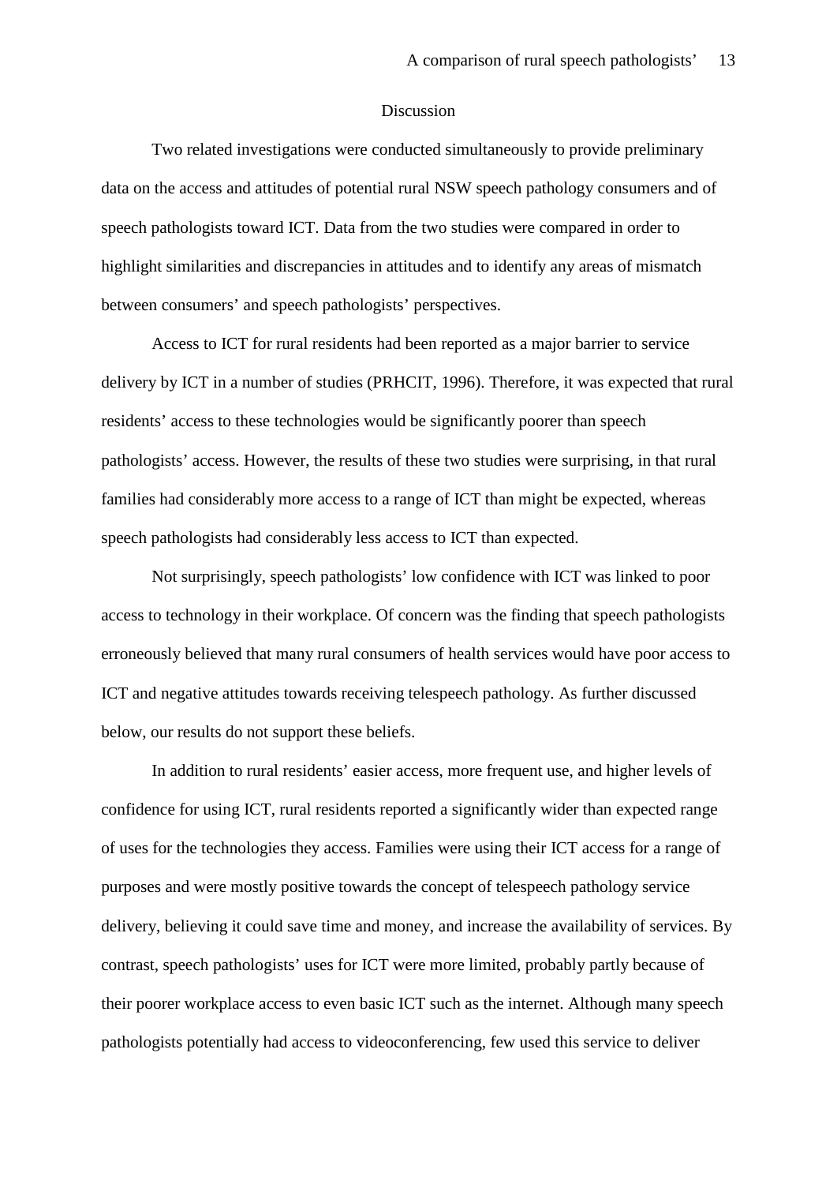## Discussion

Two related investigations were conducted simultaneously to provide preliminary data on the access and attitudes of potential rural NSW speech pathology consumers and of speech pathologists toward ICT. Data from the two studies were compared in order to highlight similarities and discrepancies in attitudes and to identify any areas of mismatch between consumers' and speech pathologists' perspectives.

Access to ICT for rural residents had been reported as a major barrier to service delivery by ICT in a number of studies (PRHCIT, 1996). Therefore, it was expected that rural residents' access to these technologies would be significantly poorer than speech pathologists' access. However, the results of these two studies were surprising, in that rural families had considerably more access to a range of ICT than might be expected, whereas speech pathologists had considerably less access to ICT than expected.

Not surprisingly, speech pathologists' low confidence with ICT was linked to poor access to technology in their workplace. Of concern was the finding that speech pathologists erroneously believed that many rural consumers of health services would have poor access to ICT and negative attitudes towards receiving telespeech pathology. As further discussed below, our results do not support these beliefs.

In addition to rural residents' easier access, more frequent use, and higher levels of confidence for using ICT, rural residents reported a significantly wider than expected range of uses for the technologies they access. Families were using their ICT access for a range of purposes and were mostly positive towards the concept of telespeech pathology service delivery, believing it could save time and money, and increase the availability of services. By contrast, speech pathologists' uses for ICT were more limited, probably partly because of their poorer workplace access to even basic ICT such as the internet. Although many speech pathologists potentially had access to videoconferencing, few used this service to deliver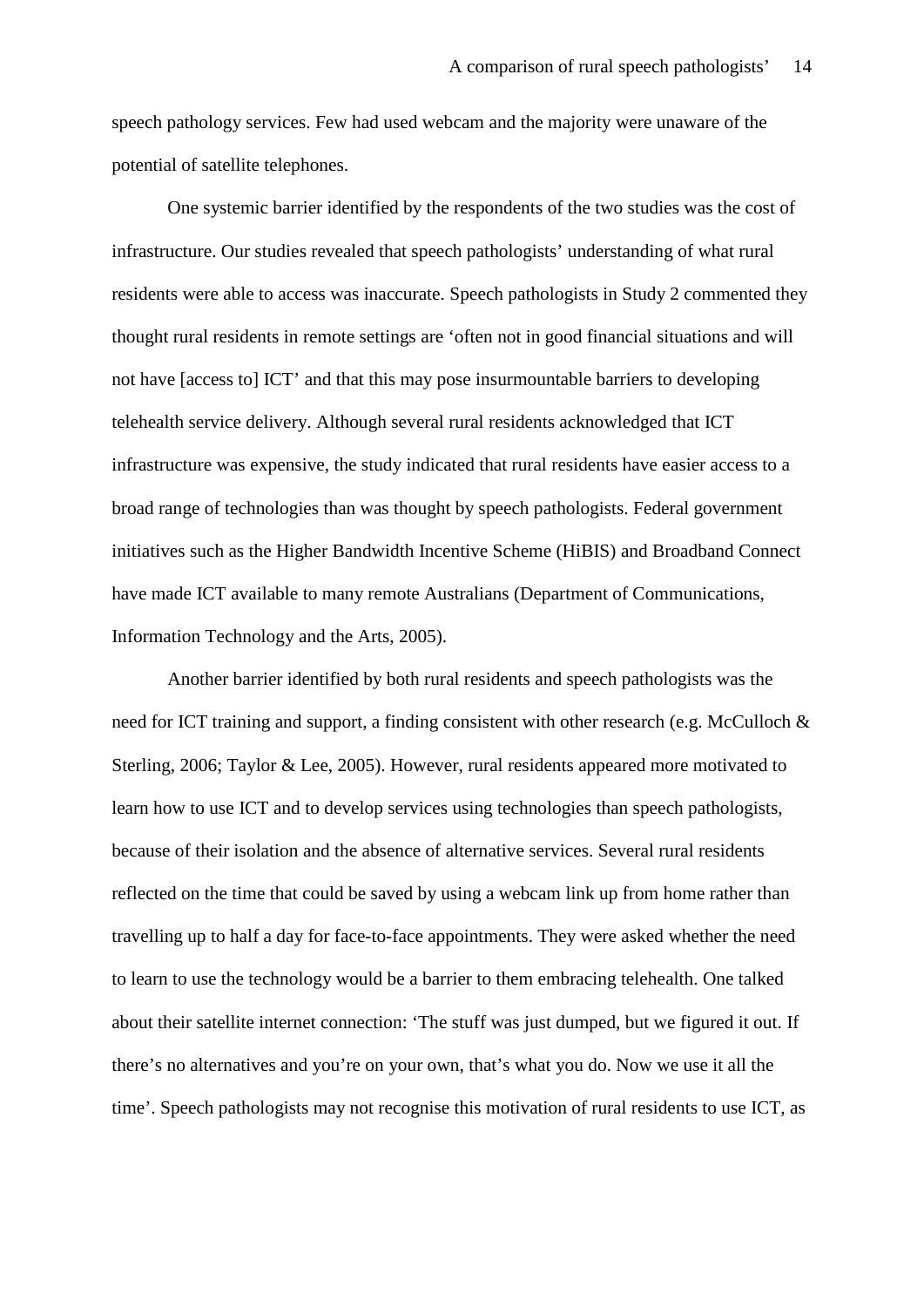speech pathology services. Few had used webcam and the majority were unaware of the potential of satellite telephones.

One systemic barrier identified by the respondents of the two studies was the cost of infrastructure. Our studies revealed that speech pathologists' understanding of what rural residents were able to access was inaccurate. Speech pathologists in Study 2 commented they thought rural residents in remote settings are 'often not in good financial situations and will not have [access to] ICT' and that this may pose insurmountable barriers to developing telehealth service delivery. Although several rural residents acknowledged that ICT infrastructure was expensive, the study indicated that rural residents have easier access to a broad range of technologies than was thought by speech pathologists. Federal government initiatives such as the Higher Bandwidth Incentive Scheme (HiBIS) and Broadband Connect have made ICT available to many remote Australians (Department of Communications, Information Technology and the Arts, 2005).

Another barrier identified by both rural residents and speech pathologists was the need for ICT training and support, a finding consistent with other research (e.g. McCulloch & Sterling, 2006; Taylor & Lee, 2005). However, rural residents appeared more motivated to learn how to use ICT and to develop services using technologies than speech pathologists, because of their isolation and the absence of alternative services. Several rural residents reflected on the time that could be saved by using a webcam link up from home rather than travelling up to half a day for face-to-face appointments. They were asked whether the need to learn to use the technology would be a barrier to them embracing telehealth. One talked about their satellite internet connection: 'The stuff was just dumped, but we figured it out. If there's no alternatives and you're on your own, that's what you do. Now we use it all the time'. Speech pathologists may not recognise this motivation of rural residents to use ICT, as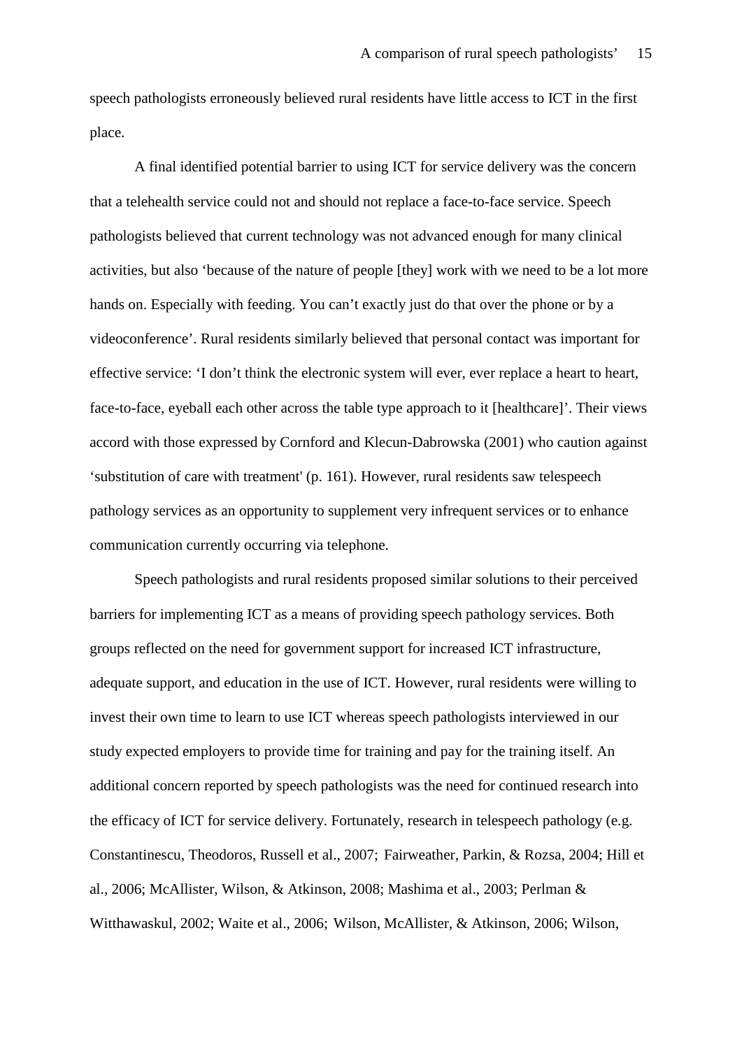speech pathologists erroneously believed rural residents have little access to ICT in the first place.

A final identified potential barrier to using ICT for service delivery was the concern that a telehealth service could not and should not replace a face-to-face service. Speech pathologists believed that current technology was not advanced enough for many clinical activities, but also 'because of the nature of people [they] work with we need to be a lot more hands on. Especially with feeding. You can't exactly just do that over the phone or by a videoconference'. Rural residents similarly believed that personal contact was important for effective service: 'I don't think the electronic system will ever, ever replace a heart to heart, face-to-face, eyeball each other across the table type approach to it [healthcare]'. Their views accord with those expressed by Cornford and Klecun-Dabrowska (2001) who caution against 'substitution of care with treatment' (p. 161). However, rural residents saw telespeech pathology services as an opportunity to supplement very infrequent services or to enhance communication currently occurring via telephone.

Speech pathologists and rural residents proposed similar solutions to their perceived barriers for implementing ICT as a means of providing speech pathology services. Both groups reflected on the need for government support for increased ICT infrastructure, adequate support, and education in the use of ICT. However, rural residents were willing to invest their own time to learn to use ICT whereas speech pathologists interviewed in our study expected employers to provide time for training and pay for the training itself. An additional concern reported by speech pathologists was the need for continued research into the efficacy of ICT for service delivery. Fortunately, research in telespeech pathology (e.g. Constantinescu, Theodoros, Russell et al., 2007; Fairweather, Parkin, & Rozsa, 2004; Hill et al., 2006; McAllister, Wilson, & Atkinson, 2008; Mashima et al., 2003; Perlman & Witthawaskul, 2002; Waite et al., 2006; Wilson, McAllister, & Atkinson, 2006; Wilson,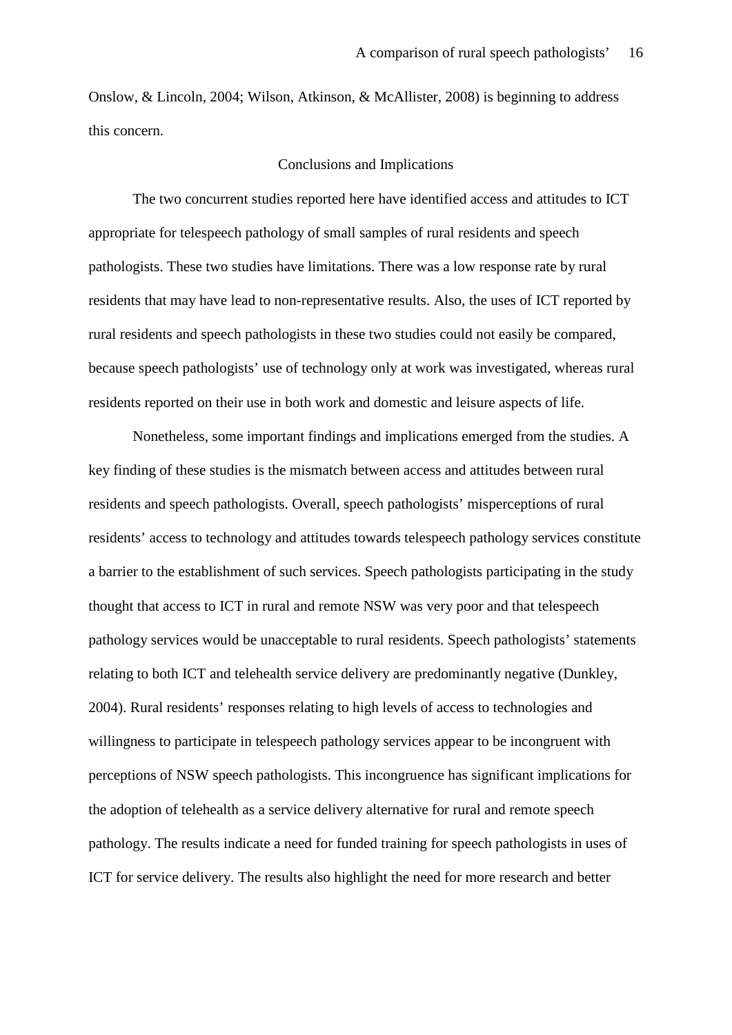Onslow, & Lincoln, 2004; Wilson, Atkinson, & McAllister, 2008) is beginning to address this concern.

## Conclusions and Implications

The two concurrent studies reported here have identified access and attitudes to ICT appropriate for telespeech pathology of small samples of rural residents and speech pathologists. These two studies have limitations. There was a low response rate by rural residents that may have lead to non-representative results. Also, the uses of ICT reported by rural residents and speech pathologists in these two studies could not easily be compared, because speech pathologists' use of technology only at work was investigated, whereas rural residents reported on their use in both work and domestic and leisure aspects of life.

Nonetheless, some important findings and implications emerged from the studies. A key finding of these studies is the mismatch between access and attitudes between rural residents and speech pathologists. Overall, speech pathologists' misperceptions of rural residents' access to technology and attitudes towards telespeech pathology services constitute a barrier to the establishment of such services. Speech pathologists participating in the study thought that access to ICT in rural and remote NSW was very poor and that telespeech pathology services would be unacceptable to rural residents. Speech pathologists' statements relating to both ICT and telehealth service delivery are predominantly negative (Dunkley, 2004). Rural residents' responses relating to high levels of access to technologies and willingness to participate in telespeech pathology services appear to be incongruent with perceptions of NSW speech pathologists. This incongruence has significant implications for the adoption of telehealth as a service delivery alternative for rural and remote speech pathology. The results indicate a need for funded training for speech pathologists in uses of ICT for service delivery. The results also highlight the need for more research and better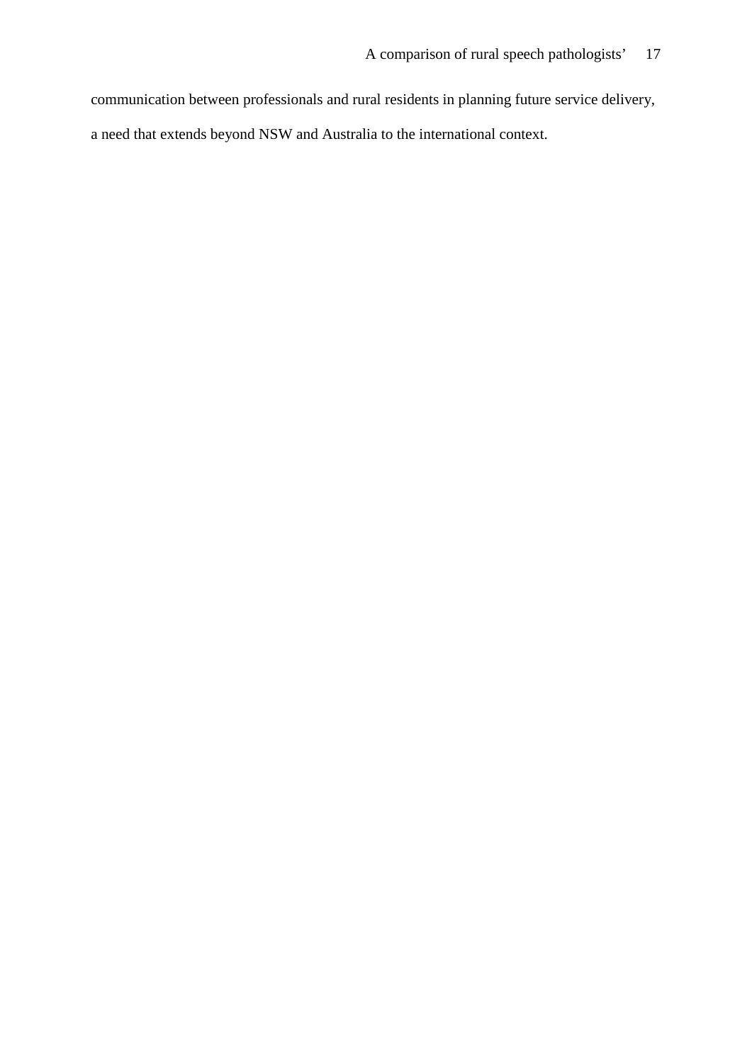communication between professionals and rural residents in planning future service delivery, a need that extends beyond NSW and Australia to the international context.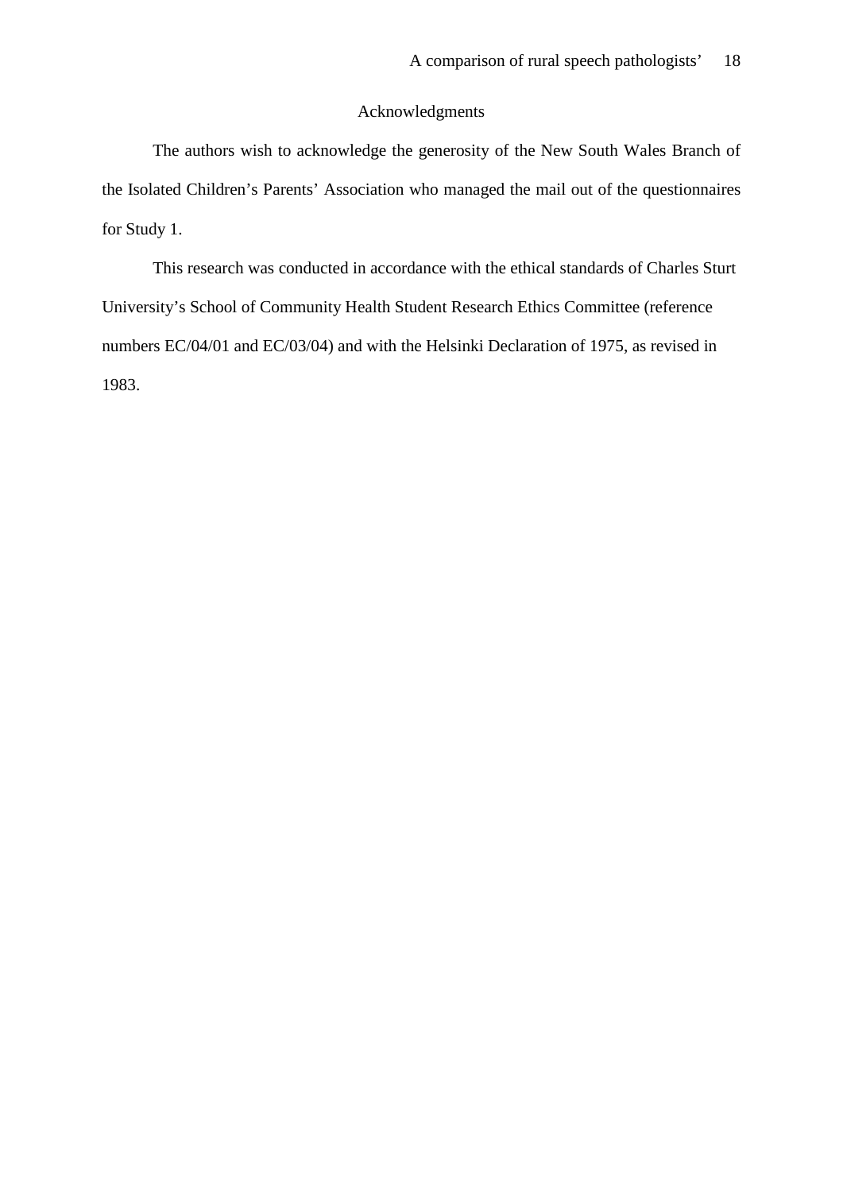## Acknowledgments

The authors wish to acknowledge the generosity of the New South Wales Branch of the Isolated Children's Parents' Association who managed the mail out of the questionnaires for Study 1.

This research was conducted in accordance with the ethical standards of Charles Sturt University's School of Community Health Student Research Ethics Committee (reference numbers EC/04/01 and EC/03/04) and with the Helsinki Declaration of 1975, as revised in 1983.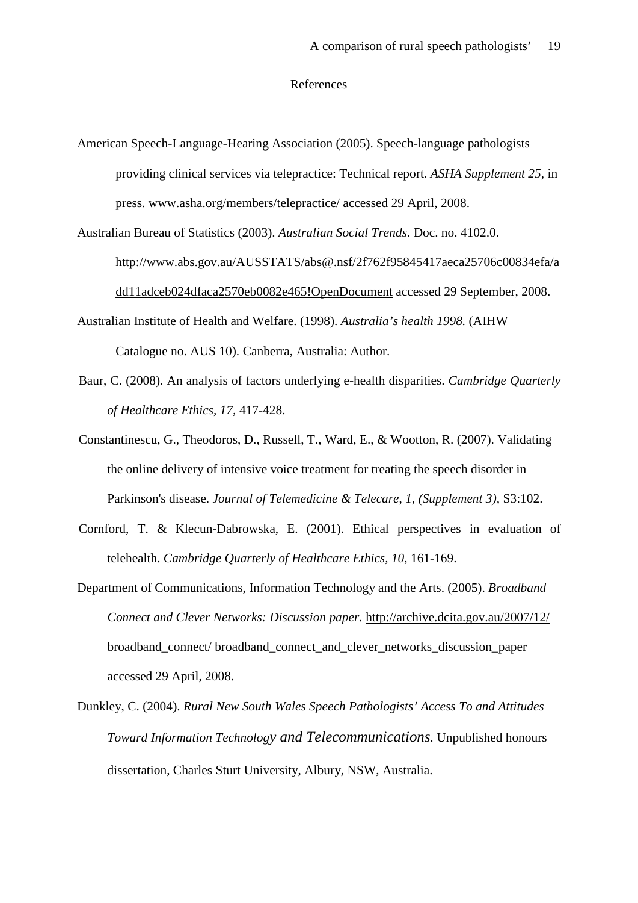References

American Speech-Language-Hearing Association (2005). Speech-language pathologists providing clinical services via telepractice: Technical report. *ASHA Supplement 25*, in press. www.asha.org/members/telepractice/ accessed 29 April, 2008.

Australian Bureau of Statistics (2003). *Australian Social Trends*. Doc. no. 4102.0. http://www.abs.gov.au/AUSSTATS/abs@.nsf/2f762f95845417aeca25706c00834efa/add11adceb024dfaca2570eb0082e465!OpenDocument accessed 29 September, 2008.

Australian Institute of Health and Welfare. (1998). *Australia's health 1998.* (AIHW Catalogue no. AUS 10). Canberra, Australia: Author.

Baur, C. (2008). An analysis of factors underlying e-health disparities. *Cambridge Quarterly of Healthcare Ethics, 17*, 417-428.

Constantinescu, G., Theodoros, D., Russell, T., Ward, E., & Wootton, R. (2007). Validating the online delivery of intensive voice treatment for treating the speech disorder in Parkinson's disease. *Journal of Telemedicine & Telecare*, *1, (Supplement 3),* S3:102.

Cornford, T. & Klecun-Dabrowska, E. (2001). Ethical perspectives in evaluation of telehealth. *Cambridge Quarterly of Healthcare Ethics, 10,* 161-169.

Department of Communications, Information Technology and the Arts. (2005). *Broadband Connect and Clever Networks: Discussion paper.* http://archive.dcita.gov.au/2007/12/broadband_connect/ broadband_connect_and_clever_networks_discussion_paper accessed 29 April, 2008.

Dunkley, C. (2004). *Rural New South Wales Speech Pathologists' Access To and Attitudes Toward Information Technology and Telecommunications*. Unpublished honours dissertation, Charles Sturt University, Albury, NSW, Australia.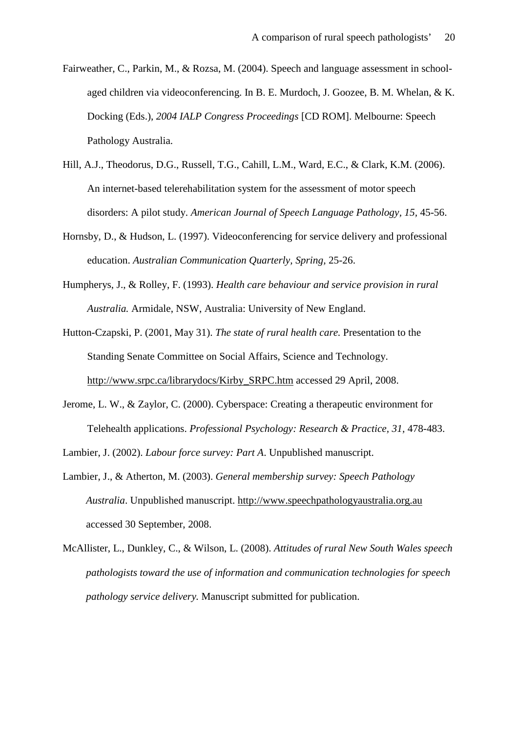Fairweather, C., Parkin, M., & Rozsa, M. (2004). Speech and language assessment in school-aged children via videoconferencing. In B. E. Murdoch, J. Goozee, B. M. Whelan, & K. Docking (Eds.), *2004 IALP Congress Proceedings* [CD ROM]. Melbourne: Speech Pathology Australia.

Hill, A.J., Theodorus, D.G., Russell, T.G., Cahill, L.M., Ward, E.C., & Clark, K.M. (2006). An internet-based telerehabilitation system for the assessment of motor speech disorders: A pilot study. *American Journal of Speech Language Pathology, 15*, 45-56.

Hornsby, D., & Hudson, L. (1997). Videoconferencing for service delivery and professional education. *Australian Communication Quarterly, Spring*, 25-26.

Humpherys, J., & Rolley, F. (1993). *Health care behaviour and service provision in rural Australia.* Armidale, NSW, Australia: University of New England.

Hutton-Czapski, P. (2001, May 31). *The state of rural health care.* Presentation to the Standing Senate Committee on Social Affairs, Science and Technology. http://www.srpc.ca/librarydocs/Kirby_SRPC.htm accessed 29 April, 2008.

Jerome, L. W., & Zaylor, C. (2000). Cyberspace: Creating a therapeutic environment for Telehealth applications. *Professional Psychology: Research & Practice, 31,* 478-483.

Lambier, J. (2002). *Labour force survey: Part A*. Unpublished manuscript.

Lambier, J., & Atherton, M. (2003). *General membership survey: Speech Pathology Australia*. Unpublished manuscript. http://www.speechpathologyaustralia.org.au accessed 30 September, 2008.

McAllister, L., Dunkley, C., & Wilson, L. (2008). *Attitudes of rural New South Wales speech pathologists toward the use of information and communication technologies for speech pathology service delivery.* Manuscript submitted for publication.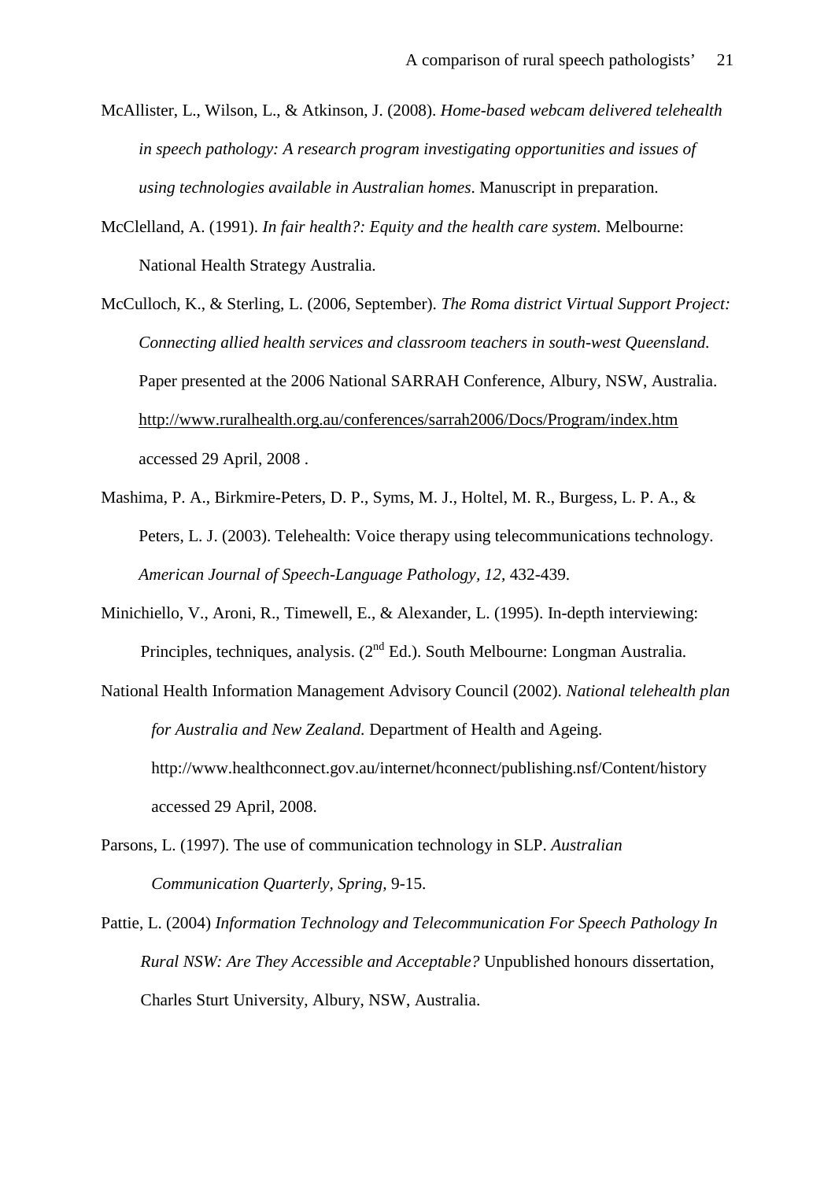McAllister, L., Wilson, L., & Atkinson, J. (2008). *Home-based webcam delivered telehealth in speech pathology: A research program investigating opportunities and issues of using technologies available in Australian homes*. Manuscript in preparation.

McClelland, A. (1991). *In fair health?: Equity and the health care system.* Melbourne: National Health Strategy Australia.

McCulloch, K., & Sterling, L. (2006, September). *The Roma district Virtual Support Project: Connecting allied health services and classroom teachers in south-west Queensland.* Paper presented at the 2006 National SARRAH Conference, Albury, NSW, Australia. http://www.ruralhealth.org.au/conferences/sarrah2006/Docs/Program/index.htm accessed 29 April, 2008 .

Mashima, P. A., Birkmire-Peters, D. P., Syms, M. J., Holtel, M. R., Burgess, L. P. A., & Peters, L. J. (2003). Telehealth: Voice therapy using telecommunications technology. *American Journal of Speech-Language Pathology, 12*, 432-439.

Minichiello, V., Aroni, R., Timewell, E., & Alexander, L. (1995). In-depth interviewing: Principles, techniques, analysis. (2nd Ed.). South Melbourne: Longman Australia.

National Health Information Management Advisory Council (2002). *National telehealth plan for Australia and New Zealand.* Department of Health and Ageing. http://www.healthconnect.gov.au/internet/hconnect/publishing.nsf/Content/history accessed 29 April, 2008.

Parsons, L. (1997). The use of communication technology in SLP. *Australian Communication Quarterly, Spring*, 9-15.

Pattie, L. (2004) *Information Technology and Telecommunication For Speech Pathology In Rural NSW: Are They Accessible and Acceptable?* Unpublished honours dissertation, Charles Sturt University, Albury, NSW, Australia.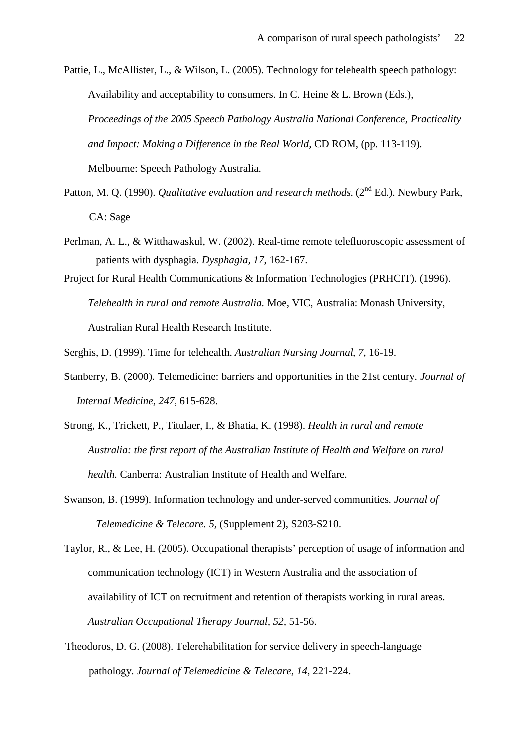Pattie, L., McAllister, L., & Wilson, L. (2005). Technology for telehealth speech pathology: Availability and acceptability to consumers. In C. Heine & L. Brown (Eds.), *Proceedings of the 2005 Speech Pathology Australia National Conference, Practicality and Impact: Making a Difference in the Real World,* CD ROM, (pp. 113-119). Melbourne: Speech Pathology Australia.

Patton, M. Q. (1990). *Qualitative evaluation and research methods.* (2nd Ed.). Newbury Park, CA: Sage

Perlman, A. L., & Witthawaskul, W. (2002). Real-time remote telefluoroscopic assessment of patients with dysphagia. *Dysphagia, 17,* 162-167.

Project for Rural Health Communications & Information Technologies (PRHCIT). (1996). *Telehealth in rural and remote Australia.* Moe, VIC, Australia: Monash University, Australian Rural Health Research Institute.

Serghis, D. (1999). Time for telehealth. *Australian Nursing Journal, 7,* 16-19.

Stanberry, B. (2000). Telemedicine: barriers and opportunities in the 21st century. *Journal of Internal Medicine, 247,* 615-628.

Strong, K., Trickett, P., Titulaer, I., & Bhatia, K. (1998). *Health in rural and remote Australia: the first report of the Australian Institute of Health and Welfare on rural health.* Canberra: Australian Institute of Health and Welfare.

Swanson, B. (1999). Information technology and under-served communities*. Journal of Telemedicine & Telecare. 5,* (Supplement 2), S203-S210.

Taylor, R., & Lee, H. (2005). Occupational therapists' perception of usage of information and communication technology (ICT) in Western Australia and the association of availability of ICT on recruitment and retention of therapists working in rural areas. *Australian Occupational Therapy Journal, 52,* 51-56.

Theodoros, D. G. (2008). Telerehabilitation for service delivery in speech-language pathology. *Journal of Telemedicine & Telecare, 14,* 221-224.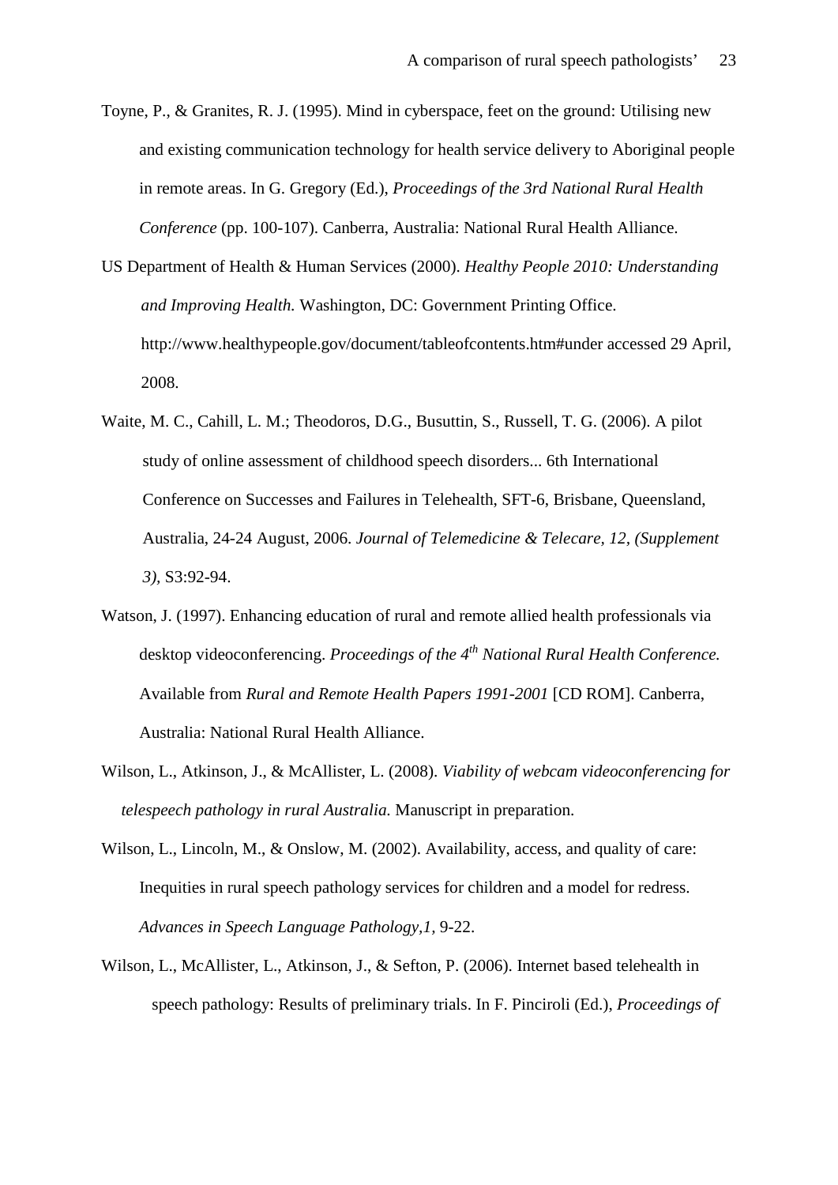Toyne, P., & Granites, R. J. (1995). Mind in cyberspace, feet on the ground: Utilising new and existing communication technology for health service delivery to Aboriginal people in remote areas. In G. Gregory (Ed.), *Proceedings of the 3rd National Rural Health Conference* (pp. 100-107). Canberra, Australia: National Rural Health Alliance.

US Department of Health & Human Services (2000). *Healthy People 2010: Understanding and Improving Health.* Washington, DC: Government Printing Office. http://www.healthypeople.gov/document/tableofcontents.htm#under accessed 29 April, 2008.

Waite, M. C., Cahill, L. M.; Theodoros, D.G., Busuttin, S., Russell, T. G. (2006). A pilot study of online assessment of childhood speech disorders... 6th International Conference on Successes and Failures in Telehealth, SFT-6, Brisbane, Queensland, Australia, 24-24 August, 2006. *Journal of Telemedicine & Telecare, 12, (Supplement 3),* S3:92-94.

Watson, J. (1997). Enhancing education of rural and remote allied health professionals via desktop videoconferencing. *Proceedings of the 4th National Rural Health Conference.* Available from *Rural and Remote Health Papers 1991-2001* [CD ROM]. Canberra, Australia: National Rural Health Alliance.

Wilson, L., Atkinson, J., & McAllister, L. (2008). *Viability of webcam videoconferencing for telespeech pathology in rural Australia.* Manuscript in preparation.

Wilson, L., Lincoln, M., & Onslow, M. (2002). Availability, access, and quality of care: Inequities in rural speech pathology services for children and a model for redress. *Advances in Speech Language Pathology,1,* 9-22.

Wilson, L., McAllister, L., Atkinson, J., & Sefton, P. (2006). Internet based telehealth in speech pathology: Results of preliminary trials. In F. Pinciroli (Ed.), *Proceedings of*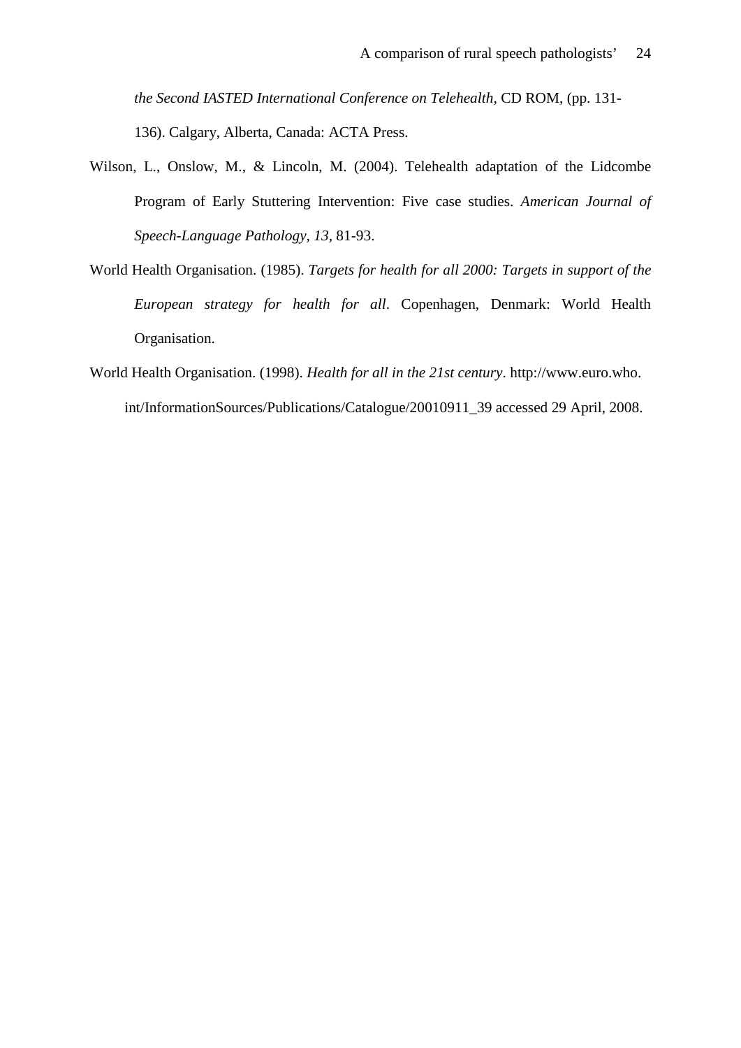*the Second IASTED International Conference on Telehealth*, CD ROM, (pp. 131-136). Calgary, Alberta, Canada: ACTA Press.

Wilson, L., Onslow, M., & Lincoln, M. (2004). Telehealth adaptation of the Lidcombe Program of Early Stuttering Intervention: Five case studies. *American Journal of Speech-Language Pathology, 13*, 81-93.

World Health Organisation. (1985). *Targets for health for all 2000: Targets in support of the European strategy for health for all*. Copenhagen, Denmark: World Health Organisation.

World Health Organisation. (1998). *Health for all in the 21st century*. http://www.euro.who.int/InformationSources/Publications/Catalogue/20010911_39 accessed 29 April, 2008.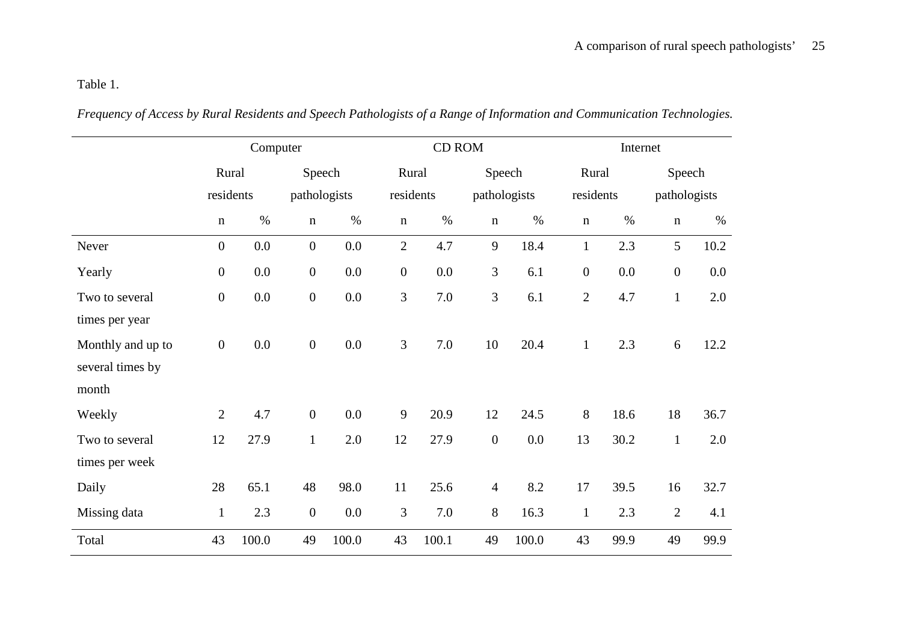Table 1.

*Frequency of Access by Rural Residents and Speech Pathologists of a Range of Information and Communication Technologies.*

| | Computer | | | | CD ROM | | | | Internet | | | |
|---|---|---|---|---|---|---|---|---|---|---|---|---|
| | Rural residents | | Speech pathologists | | Rural residents | | Speech pathologists | | Rural residents | | Speech pathologists | |
| | n | % | n | % | n | % | n | % | n | % | n | % |
| Never | 0 | 0.0 | 0 | 0.0 | 2 | 4.7 | 9 | 18.4 | 1 | 2.3 | 5 | 10.2 |
| Yearly | 0 | 0.0 | 0 | 0.0 | 0 | 0.0 | 3 | 6.1 | 0 | 0.0 | 0 | 0.0 |
| Two to several times per year | 0 | 0.0 | 0 | 0.0 | 3 | 7.0 | 3 | 6.1 | 2 | 4.7 | 1 | 2.0 |
| Monthly and up to several times by month | 0 | 0.0 | 0 | 0.0 | 3 | 7.0 | 10 | 20.4 | 1 | 2.3 | 6 | 12.2 |
| Weekly | 2 | 4.7 | 0 | 0.0 | 9 | 20.9 | 12 | 24.5 | 8 | 18.6 | 18 | 36.7 |
| Two to several times per week | 12 | 27.9 | 1 | 2.0 | 12 | 27.9 | 0 | 0.0 | 13 | 30.2 | 1 | 2.0 |
| Daily | 28 | 65.1 | 48 | 98.0 | 11 | 25.6 | 4 | 8.2 | 17 | 39.5 | 16 | 32.7 |
| Missing data | 1 | 2.3 | 0 | 0.0 | 3 | 7.0 | 8 | 16.3 | 1 | 2.3 | 2 | 4.1 |
| Total | 43 | 100.0 | 49 | 100.0 | 43 | 100.1 | 49 | 100.0 | 43 | 99.9 | 49 | 99.9 |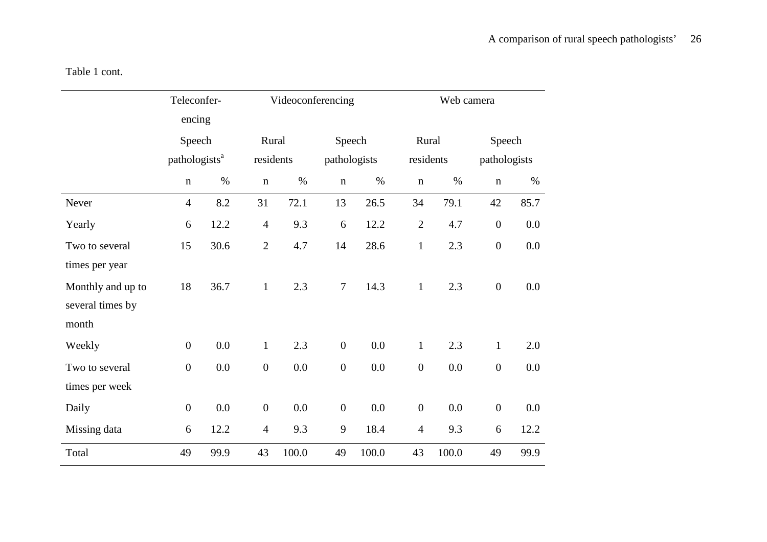Table 1 cont.

| | Teleconferencing | | Videoconferencing | | | | Web camera | | | |
|---|---|---|---|---|---|---|---|---|---|---|
| | Speech pathologists[a] | | Rural residents | | Speech pathologists | | Rural residents | | Speech pathologists | |
| | n | % | n | % | n | % | n | % | n | % |
| Never | 4 | 8.2 | 31 | 72.1 | 13 | 26.5 | 34 | 79.1 | 42 | 85.7 |
| Yearly | 6 | 12.2 | 4 | 9.3 | 6 | 12.2 | 2 | 4.7 | 0 | 0.0 |
| Two to several times per year | 15 | 30.6 | 2 | 4.7 | 14 | 28.6 | 1 | 2.3 | 0 | 0.0 |
| Monthly and up to several times by month | 18 | 36.7 | 1 | 2.3 | 7 | 14.3 | 1 | 2.3 | 0 | 0.0 |
| Weekly | 0 | 0.0 | 1 | 2.3 | 0 | 0.0 | 1 | 2.3 | 1 | 2.0 |
| Two to several times per week | 0 | 0.0 | 0 | 0.0 | 0 | 0.0 | 0 | 0.0 | 0 | 0.0 |
| Daily | 0 | 0.0 | 0 | 0.0 | 0 | 0.0 | 0 | 0.0 | 0 | 0.0 |
| Missing data | 6 | 12.2 | 4 | 9.3 | 9 | 18.4 | 4 | 9.3 | 6 | 12.2 |
| Total | 49 | 99.9 | 43 | 100.0 | 49 | 100.0 | 43 | 100.0 | 49 | 99.9 |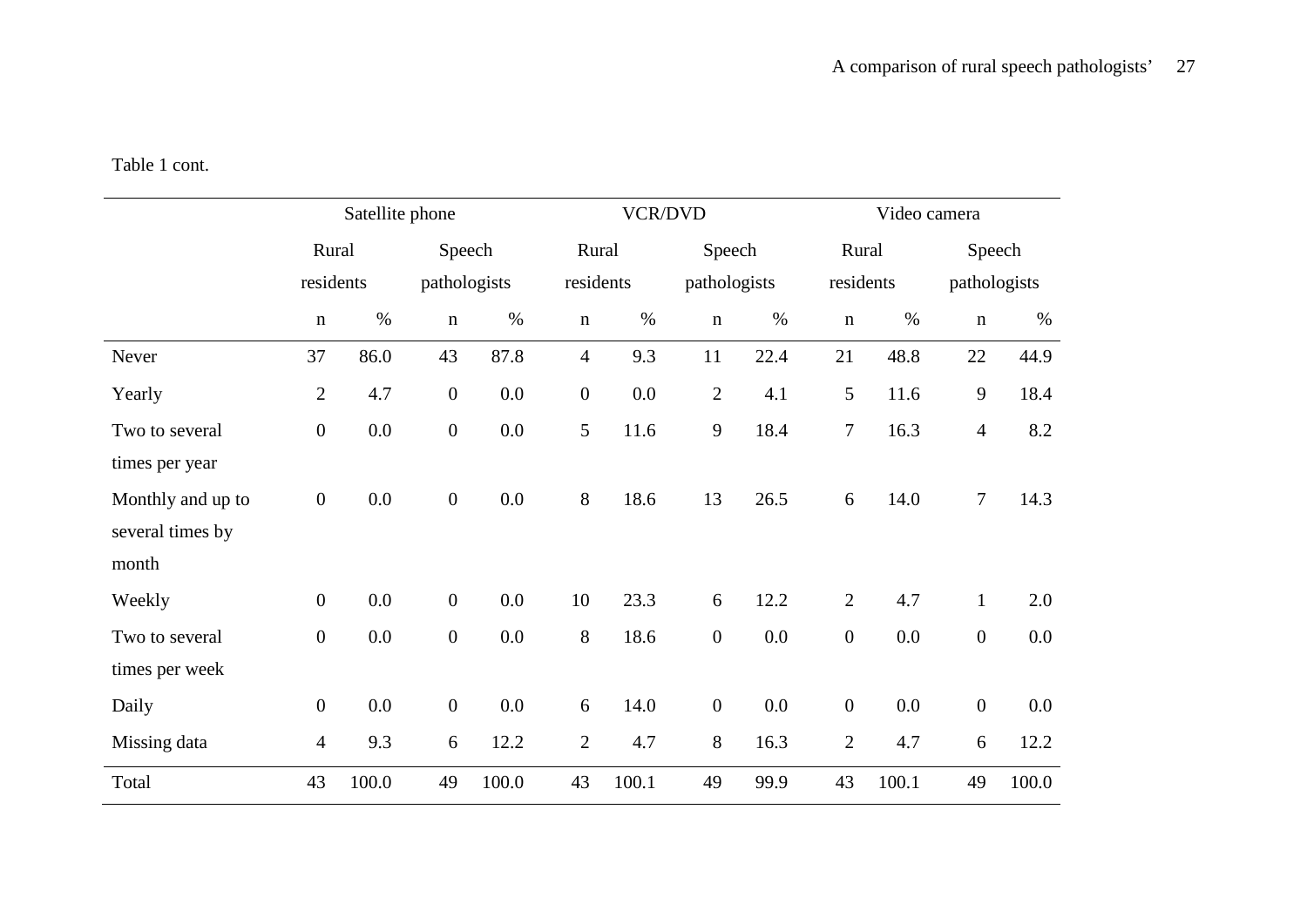Table 1 cont.

| | Satellite phone | | | | VCR/DVD | | | | Video camera | | | |
|---|---|---|---|---|---|---|---|---|---|---|---|---|
| | Rural residents | | Speech pathologists | | Rural residents | | Speech pathologists | | Rural residents | | Speech pathologists | |
| | n | % | n | % | n | % | n | % | n | % | n | % |
| Never | 37 | 86.0 | 43 | 87.8 | 4 | 9.3 | 11 | 22.4 | 21 | 48.8 | 22 | 44.9 |
| Yearly | 2 | 4.7 | 0 | 0.0 | 0 | 0.0 | 2 | 4.1 | 5 | 11.6 | 9 | 18.4 |
| Two to several times per year | 0 | 0.0 | 0 | 0.0 | 5 | 11.6 | 9 | 18.4 | 7 | 16.3 | 4 | 8.2 |
| Monthly and up to several times by month | 0 | 0.0 | 0 | 0.0 | 8 | 18.6 | 13 | 26.5 | 6 | 14.0 | 7 | 14.3 |
| Weekly | 0 | 0.0 | 0 | 0.0 | 10 | 23.3 | 6 | 12.2 | 2 | 4.7 | 1 | 2.0 |
| Two to several times per week | 0 | 0.0 | 0 | 0.0 | 8 | 18.6 | 0 | 0.0 | 0 | 0.0 | 0 | 0.0 |
| Daily | 0 | 0.0 | 0 | 0.0 | 6 | 14.0 | 0 | 0.0 | 0 | 0.0 | 0 | 0.0 |
| Missing data | 4 | 9.3 | 6 | 12.2 | 2 | 4.7 | 8 | 16.3 | 2 | 4.7 | 6 | 12.2 |
| Total | 43 | 100.0 | 49 | 100.0 | 43 | 100.1 | 49 | 99.9 | 43 | 100.1 | 49 | 100.0 |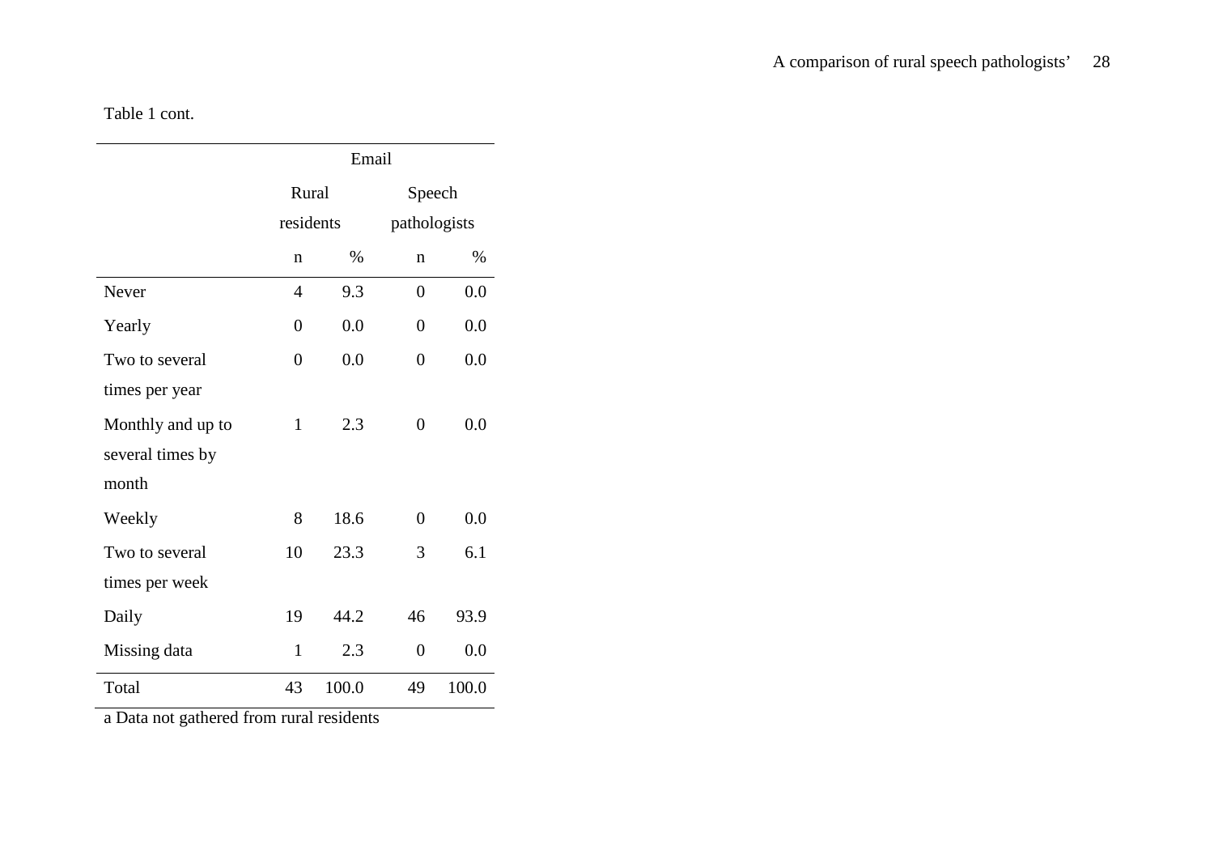Table 1 cont.

| | Email | | | |
|---|---|---|---|---|
| | Rural residents | | Speech pathologists | |
| | n | % | n | % |
| Never | 4 | 9.3 | 0 | 0.0 |
| Yearly | 0 | 0.0 | 0 | 0.0 |
| Two to several times per year | 0 | 0.0 | 0 | 0.0 |
| Monthly and up to several times by month | 1 | 2.3 | 0 | 0.0 |
| Weekly | 8 | 18.6 | 0 | 0.0 |
| Two to several times per week | 10 | 23.3 | 3 | 6.1 |
| Daily | 19 | 44.2 | 46 | 93.9 |
| Missing data | 1 | 2.3 | 0 | 0.0 |
| Total | 43 | 100.0 | 49 | 100.0 |

a Data not gathered from rural residents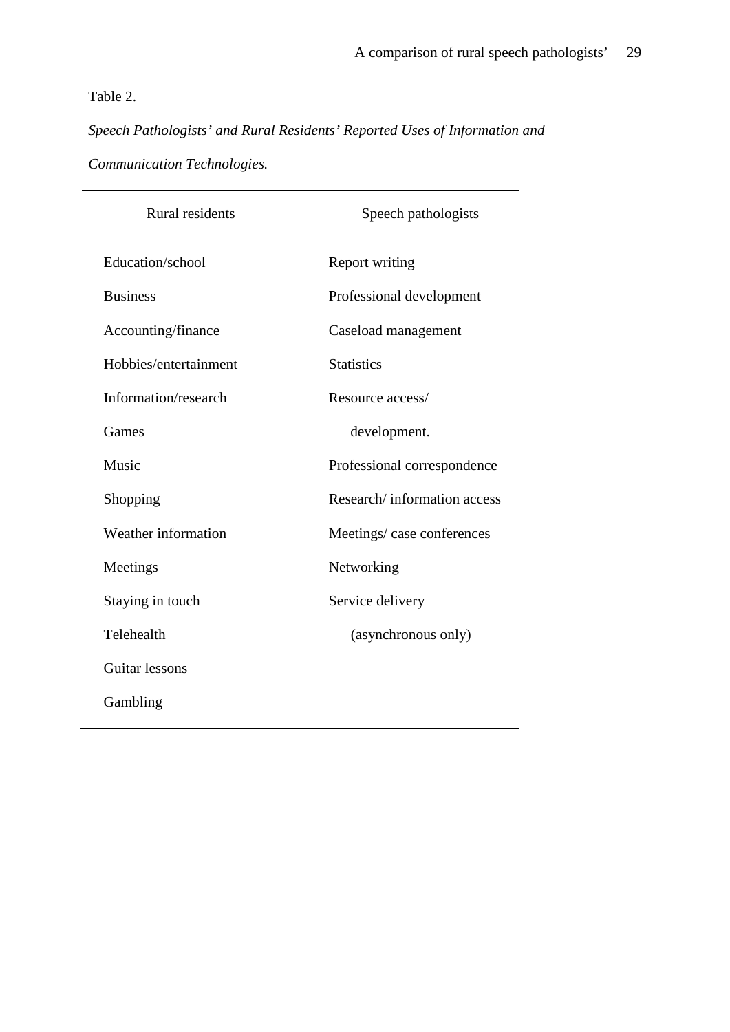Table 2.

*Speech Pathologists' and Rural Residents' Reported Uses of Information and Communication Technologies.*

| Rural residents | Speech pathologists |
|---|---|
| Education/school | Report writing |
| Business | Professional development |
| Accounting/finance | Caseload management |
| Hobbies/entertainment | Statistics |
| Information/research | Resource access/ development. |
| Games | Professional correspondence |
| Music | Research/ information access |
| Shopping | Meetings/ case conferences |
| Weather information | Networking |
| Meetings | Service delivery (asynchronous only) |
| Staying in touch | |
| Telehealth | |
| Guitar lessons | |
| Gambling | |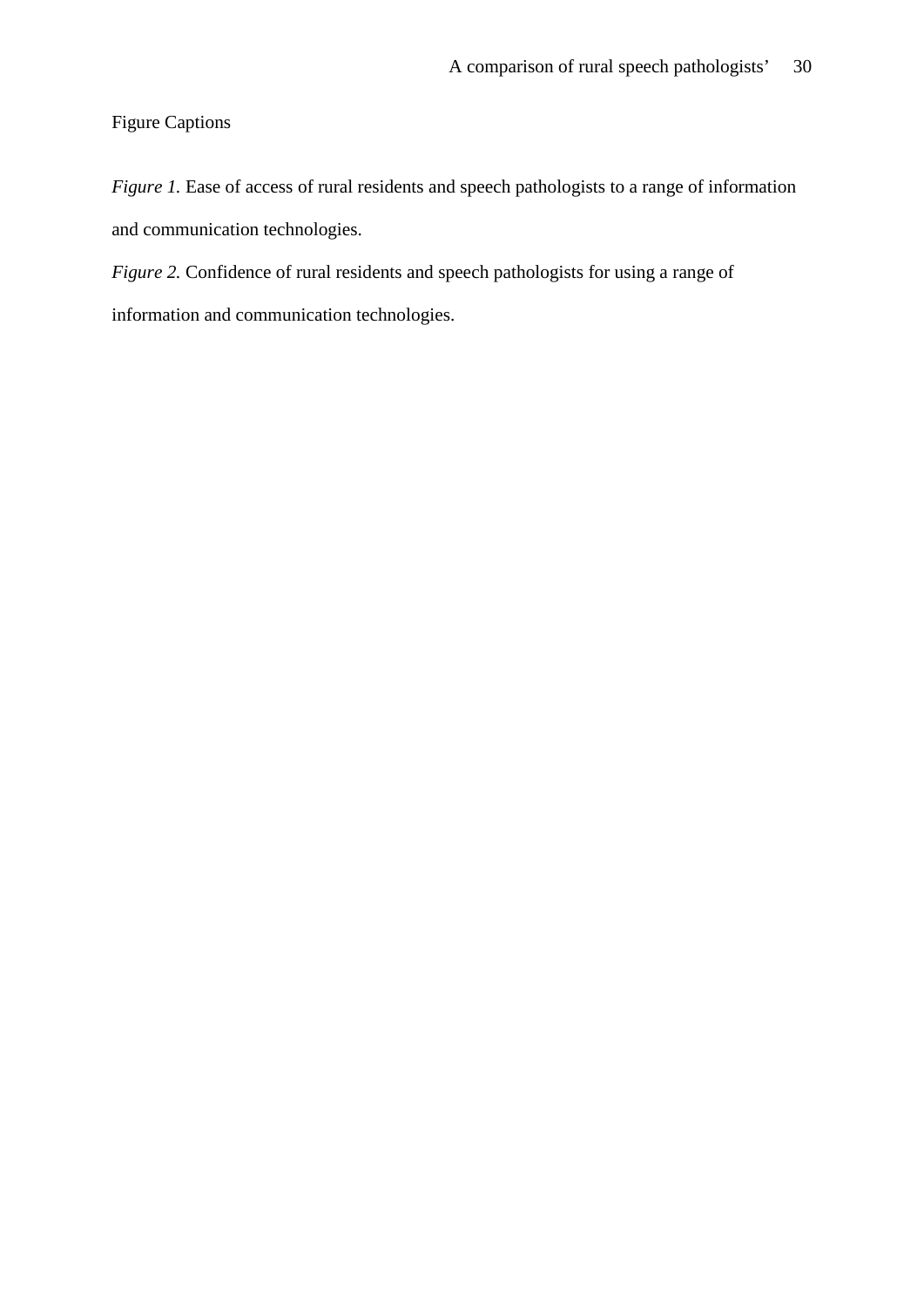Figure Captions

*Figure 1.* Ease of access of rural residents and speech pathologists to a range of information and communication technologies.

*Figure 2.* Confidence of rural residents and speech pathologists for using a range of information and communication technologies.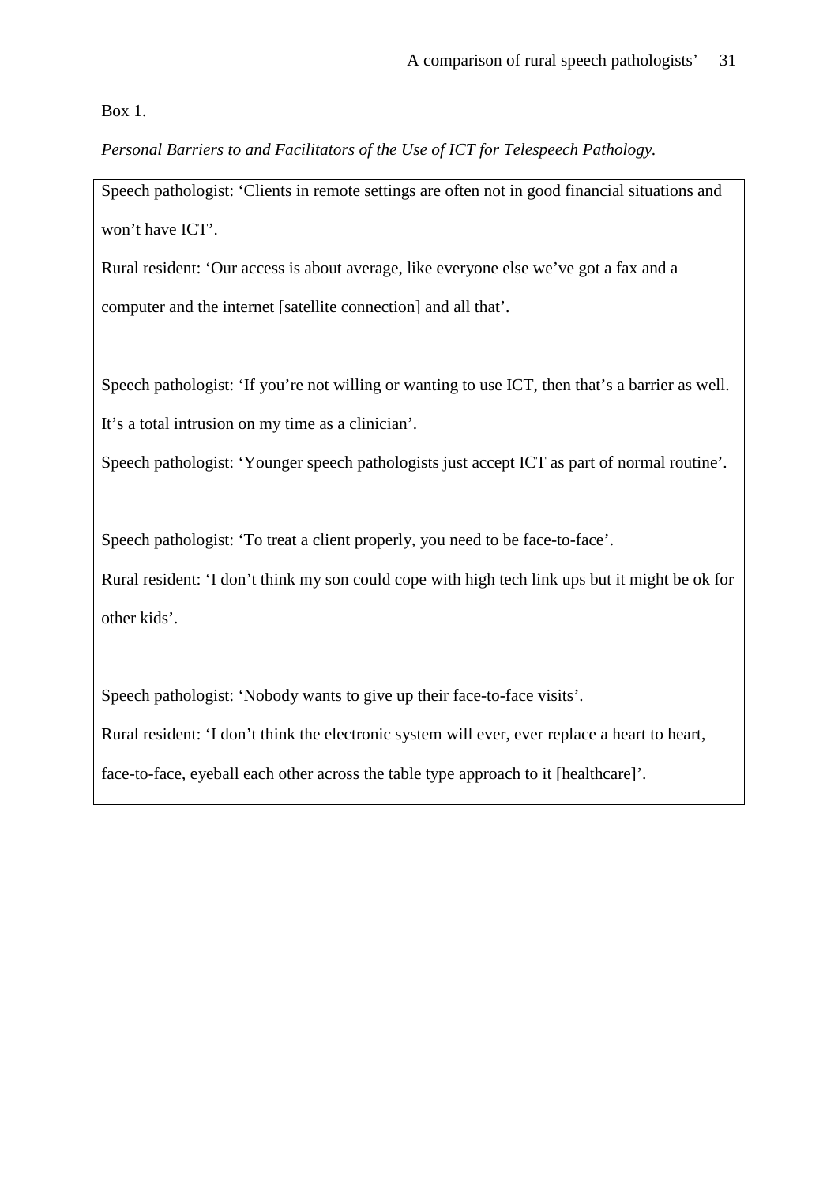Box 1.

*Personal Barriers to and Facilitators of the Use of ICT for Telespeech Pathology.*

Speech pathologist: ‘Clients in remote settings are often not in good financial situations and won’t have ICT’.

Rural resident: ‘Our access is about average, like everyone else we’ve got a fax and a computer and the internet [satellite connection] and all that’.

Speech pathologist: ‘If you’re not willing or wanting to use ICT, then that’s a barrier as well. It’s a total intrusion on my time as a clinician’.

Speech pathologist: ‘Younger speech pathologists just accept ICT as part of normal routine’.

Speech pathologist: ‘To treat a client properly, you need to be face-to-face’.

Rural resident: ‘I don’t think my son could cope with high tech link ups but it might be ok for other kids’.

Speech pathologist: ‘Nobody wants to give up their face-to-face visits’.

Rural resident: ‘I don’t think the electronic system will ever, ever replace a heart to heart, face-to-face, eyeball each other across the table type approach to it [healthcare]’.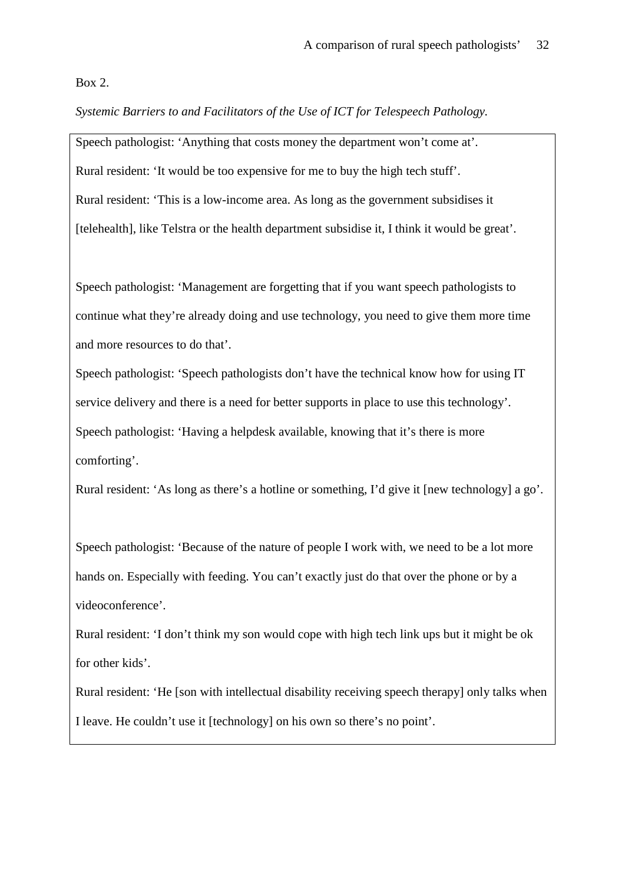Box 2.

*Systemic Barriers to and Facilitators of the Use of ICT for Telespeech Pathology.*

Speech pathologist: 'Anything that costs money the department won't come at'.

Rural resident: 'It would be too expensive for me to buy the high tech stuff'.

Rural resident: 'This is a low-income area. As long as the government subsidises it [telehealth], like Telstra or the health department subsidise it, I think it would be great'.

Speech pathologist: 'Management are forgetting that if you want speech pathologists to continue what they're already doing and use technology, you need to give them more time and more resources to do that'.

Speech pathologist: 'Speech pathologists don't have the technical know how for using IT service delivery and there is a need for better supports in place to use this technology'.

Speech pathologist: 'Having a helpdesk available, knowing that it's there is more comforting'.

Rural resident: 'As long as there's a hotline or something, I'd give it [new technology] a go'.

Speech pathologist: 'Because of the nature of people I work with, we need to be a lot more hands on. Especially with feeding. You can't exactly just do that over the phone or by a videoconference'.

Rural resident: 'I don't think my son would cope with high tech link ups but it might be ok for other kids'.

Rural resident: 'He [son with intellectual disability receiving speech therapy] only talks when I leave. He couldn't use it [technology] on his own so there's no point'.